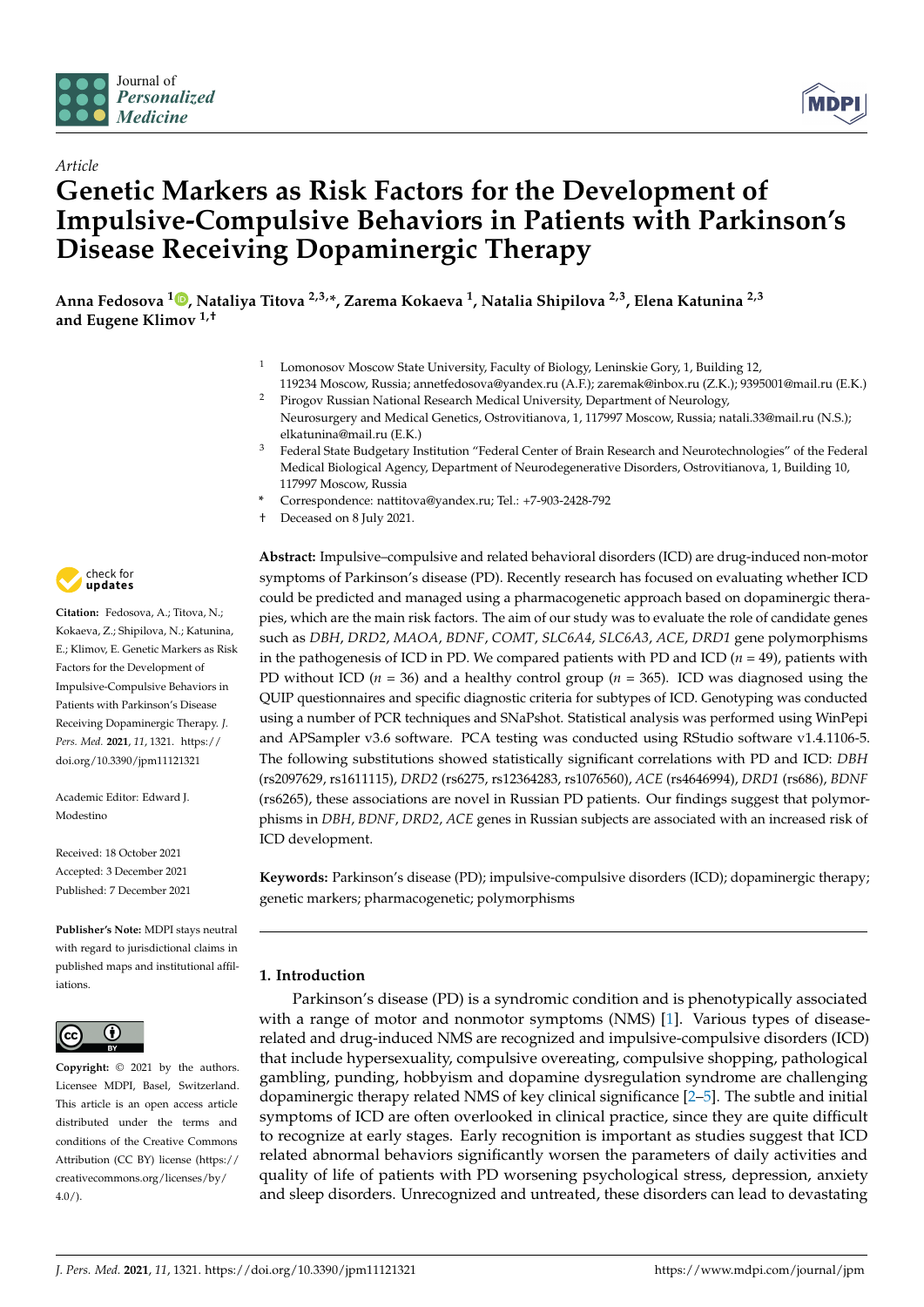*Article*

# Genetic Markers as Risk Factors for the Development of Impulsive-Compulsive Behaviors in Patients with Parkinson's Disease Receiving Dopaminergic Therapy

**Anna Fedosova [1], Nataliya Titova [2,3,*], Zarema Kokaeva [1], Natalia Shipilova [2,3], Elena Katunina [2,3] and Eugene Klimov [1,†]**

[1] Lomonosov Moscow State University, Faculty of Biology, Leninskie Gory, 1, Building 12, 119234 Moscow, Russia; annetfedosova@yandex.ru (A.F.); zaremak@inbox.ru (Z.K.); 9395001@mail.ru (E.K.)

[2] Pirogov Russian National Research Medical University, Department of Neurology, Neurosurgery and Medical Genetics, Ostrovitianova, 1, 117997 Moscow, Russia; natali.33@mail.ru (N.S.); elkatunina@mail.ru (E.K.)

[3] Federal State Budgetary Institution "Federal Center of Brain Research and Neurotechnologies" of the Federal Medical Biological Agency, Department of Neurodegenerative Disorders, Ostrovitianova, 1, Building 10, 117997 Moscow, Russia

\* Correspondence: nattitova@yandex.ru; Tel.: +7-903-2428-792

† Deceased on 8 July 2021.

**Citation:** Fedosova, A.; Titova, N.; Kokaeva, Z.; Shipilova, N.; Katunina, E.; Klimov, E. Genetic Markers as Risk Factors for the Development of Impulsive-Compulsive Behaviors in Patients with Parkinson's Disease Receiving Dopaminergic Therapy. *J. Pers. Med.* **2021**, *11*, 1321. https://doi.org/10.3390/jpm11121321

Academic Editor: Edward J. Modestino

Received: 18 October 2021
Accepted: 3 December 2021
Published: 7 December 2021

**Publisher's Note:** MDPI stays neutral with regard to jurisdictional claims in published maps and institutional affiliations.

**Copyright:** © 2021 by the authors. Licensee MDPI, Basel, Switzerland. This article is an open access article distributed under the terms and conditions of the Creative Commons Attribution (CC BY) license (https://creativecommons.org/licenses/by/4.0/).

**Abstract:** Impulsive–compulsive and related behavioral disorders (ICD) are drug-induced non-motor symptoms of Parkinson's disease (PD). Recently research has focused on evaluating whether ICD could be predicted and managed using a pharmacogenetic approach based on dopaminergic therapies, which are the main risk factors. The aim of our study was to evaluate the role of candidate genes such as *DBH*, *DRD2*, *MAOA*, *BDNF*, *COMT*, *SLC6A4*, *SLC6A3*, *ACE*, *DRD1* gene polymorphisms in the pathogenesis of ICD in PD. We compared patients with PD and ICD ($n$ = 49), patients with PD without ICD ($n$ = 36) and a healthy control group ($n$ = 365). ICD was diagnosed using the QUIP questionnaires and specific diagnostic criteria for subtypes of ICD. Genotyping was conducted using a number of PCR techniques and SNaPshot. Statistical analysis was performed using WinPepi and APSampler v3.6 software. PCA testing was conducted using RStudio software v1.4.1106-5. The following substitutions showed statistically significant correlations with PD and ICD: *DBH* (rs2097629, rs1611115), *DRD2* (rs6275, rs12364283, rs1076560), *ACE* (rs4646994), *DRD1* (rs686), *BDNF* (rs6265), these associations are novel in Russian PD patients. Our findings suggest that polymorphisms in *DBH*, *BDNF*, *DRD2*, *ACE* genes in Russian subjects are associated with an increased risk of ICD development.

**Keywords:** Parkinson's disease (PD); impulsive-compulsive disorders (ICD); dopaminergic therapy; genetic markers; pharmacogenetic; polymorphisms

## 1. Introduction

Parkinson's disease (PD) is a syndromic condition and is phenotypically associated with a range of motor and nonmotor symptoms (NMS) [1]. Various types of disease-related and drug-induced NMS are recognized and impulsive-compulsive disorders (ICD) that include hypersexuality, compulsive overeating, compulsive shopping, pathological gambling, punding, hobbyism and dopamine dysregulation syndrome are challenging dopaminergic therapy related NMS of key clinical significance [2–5]. The subtle and initial symptoms of ICD are often overlooked in clinical practice, since they are quite difficult to recognize at early stages. Early recognition is important as studies suggest that ICD related abnormal behaviors significantly worsen the parameters of daily activities and quality of life of patients with PD worsening psychological stress, depression, anxiety and sleep disorders. Unrecognized and untreated, these disorders can lead to devastating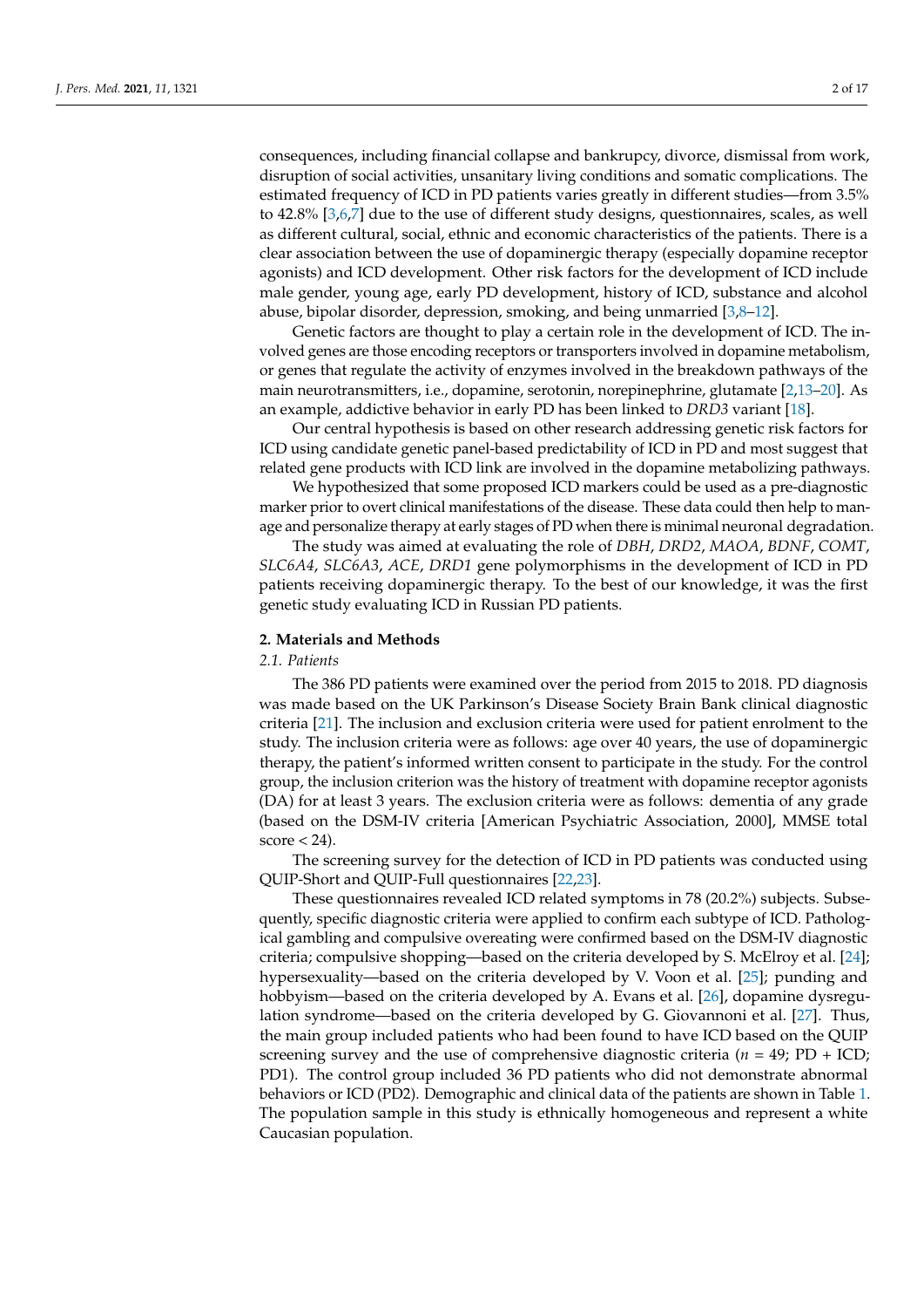consequences, including financial collapse and bankrupcy, divorce, dismissal from work, disruption of social activities, unsanitary living conditions and somatic complications. The estimated frequency of ICD in PD patients varies greatly in different studies—from 3.5% to 42.8% [3,6,7] due to the use of different study designs, questionnaires, scales, as well as different cultural, social, ethnic and economic characteristics of the patients. There is a clear association between the use of dopaminergic therapy (especially dopamine receptor agonists) and ICD development. Other risk factors for the development of ICD include male gender, young age, early PD development, history of ICD, substance and alcohol abuse, bipolar disorder, depression, smoking, and being unmarried [3,8–12].

Genetic factors are thought to play a certain role in the development of ICD. The involved genes are those encoding receptors or transporters involved in dopamine metabolism, or genes that regulate the activity of enzymes involved in the breakdown pathways of the main neurotransmitters, i.e., dopamine, serotonin, norepinephrine, glutamate [2,13–20]. As an example, addictive behavior in early PD has been linked to *DRD3* variant [18].

Our central hypothesis is based on other research addressing genetic risk factors for ICD using candidate genetic panel-based predictability of ICD in PD and most suggest that related gene products with ICD link are involved in the dopamine metabolizing pathways.

We hypothesized that some proposed ICD markers could be used as a pre-diagnostic marker prior to overt clinical manifestations of the disease. These data could then help to manage and personalize therapy at early stages of PD when there is minimal neuronal degradation.

The study was aimed at evaluating the role of *DBH*, *DRD2*, *MAOA*, *BDNF*, *COMT*, *SLC6A4*, *SLC6A3*, *ACE*, *DRD1* gene polymorphisms in the development of ICD in PD patients receiving dopaminergic therapy. To the best of our knowledge, it was the first genetic study evaluating ICD in Russian PD patients.

## 2. Materials and Methods

### 2.1. Patients

The 386 PD patients were examined over the period from 2015 to 2018. PD diagnosis was made based on the UK Parkinson's Disease Society Brain Bank clinical diagnostic criteria [21]. The inclusion and exclusion criteria were used for patient enrolment to the study. The inclusion criteria were as follows: age over 40 years, the use of dopaminergic therapy, the patient's informed written consent to participate in the study. For the control group, the inclusion criterion was the history of treatment with dopamine receptor agonists (DA) for at least 3 years. The exclusion criteria were as follows: dementia of any grade (based on the DSM-IV criteria [American Psychiatric Association, 2000], MMSE total score < 24).

The screening survey for the detection of ICD in PD patients was conducted using QUIP-Short and QUIP-Full questionnaires [22,23].

These questionnaires revealed ICD related symptoms in 78 (20.2%) subjects. Subsequently, specific diagnostic criteria were applied to confirm each subtype of ICD. Pathological gambling and compulsive overeating were confirmed based on the DSM-IV diagnostic criteria; compulsive shopping—based on the criteria developed by S. McElroy et al. [24]; hypersexuality—based on the criteria developed by V. Voon et al. [25]; punding and hobbyism—based on the criteria developed by A. Evans et al. [26], dopamine dysregulation syndrome—based on the criteria developed by G. Giovannoni et al. [27]. Thus, the main group included patients who had been found to have ICD based on the QUIP screening survey and the use of comprehensive diagnostic criteria ($n$ = 49; PD + ICD; PD1). The control group included 36 PD patients who did not demonstrate abnormal behaviors or ICD (PD2). Demographic and clinical data of the patients are shown in Table 1. The population sample in this study is ethnically homogeneous and represent a white Caucasian population.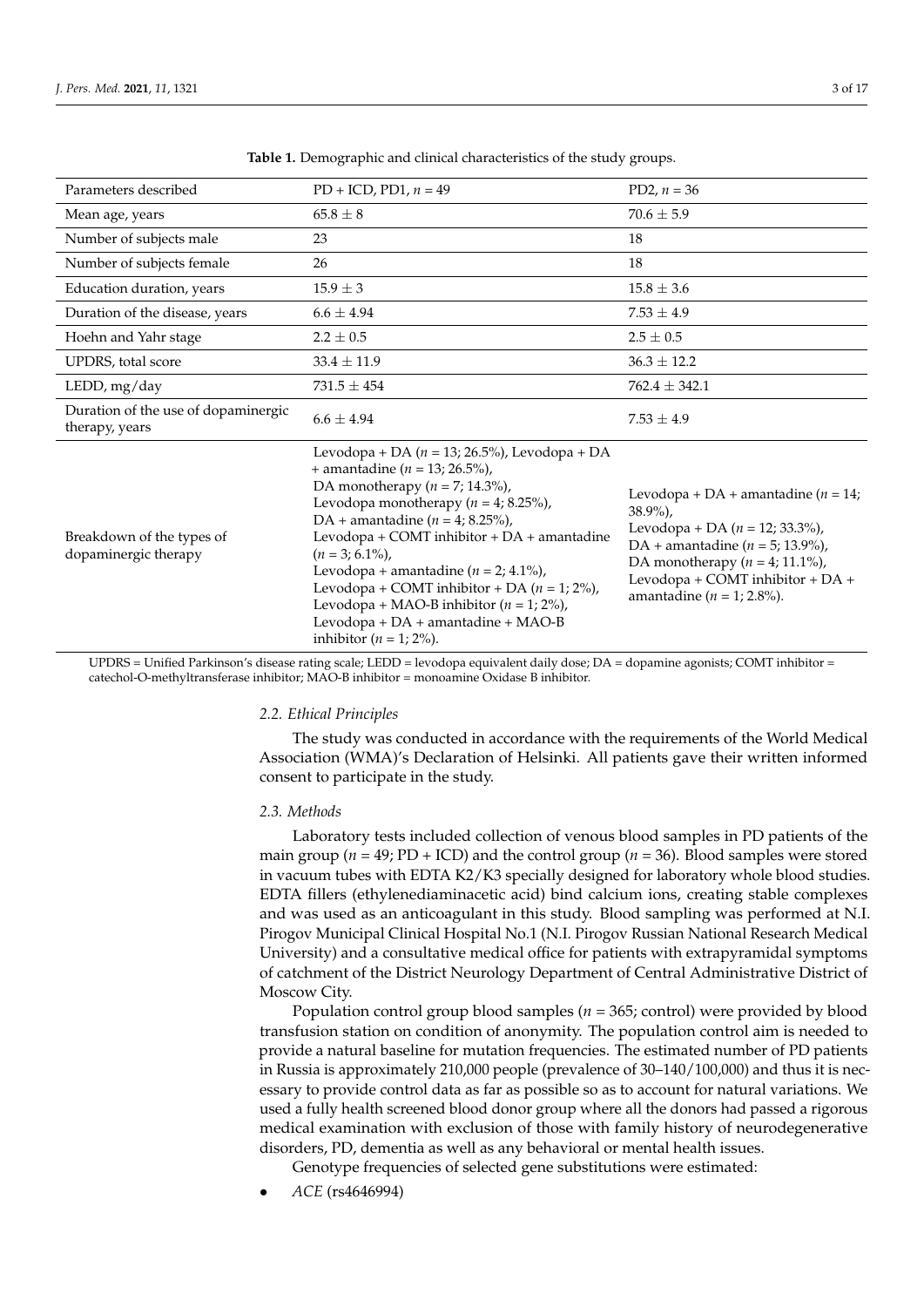**Table 1.** Demographic and clinical characteristics of the study groups.

| Parameters described | PD + ICD, PD1, $n = 49$ | PD2, $n = 36$ |
|---|---|---|
| Mean age, years | $65.8 \pm 8$ | $70.6 \pm 5.9$ |
| Number of subjects male | 23 | 18 |
| Number of subjects female | 26 | 18 |
| Education duration, years | $15.9 \pm 3$ | $15.8 \pm 3.6$ |
| Duration of the disease, years | $6.6 \pm 4.94$ | $7.53 \pm 4.9$ |
| Hoehn and Yahr stage | $2.2 \pm 0.5$ | $2.5 \pm 0.5$ |
| UPDRS, total score | $33.4 \pm 11.9$ | $36.3 \pm 12.2$ |
| LEDD, mg/day | $731.5 \pm 454$ | $762.4 \pm 342.1$ |
| Duration of the use of dopaminergic therapy, years | $6.6 \pm 4.94$ | $7.53 \pm 4.9$ |
| Breakdown of the types of dopaminergic therapy | Levodopa + DA ($n = 13$; 26.5%), Levodopa + DA + amantadine ($n = 13$; 26.5%), DA monotherapy ($n = 7$; 14.3%), Levodopa monotherapy ($n = 4$; 8.25%), DA + amantadine ($n = 4$; 8.25%), Levodopa + COMT inhibitor + DA + amantadine ($n = 3$; 6.1%), Levodopa + amantadine ($n = 2$; 4.1%), Levodopa + COMT inhibitor + DA ($n = 1$; 2%), Levodopa + MAO-B inhibitor ($n = 1$; 2%), Levodopa + DA + amantadine + MAO-B inhibitor ($n = 1$; 2%). | Levodopa + DA + amantadine ($n = 14$; 38.9%), Levodopa + DA ($n = 12$; 33.3%), DA + amantadine ($n = 5$; 13.9%), DA monotherapy ($n = 4$; 11.1%), Levodopa + COMT inhibitor + DA + amantadine ($n = 1$; 2.8%). |

UPDRS = Unified Parkinson's disease rating scale; LEDD = levodopa equivalent daily dose; DA = dopamine agonists; COMT inhibitor = catechol-O-methyltransferase inhibitor; MAO-B inhibitor = monoamine Oxidase B inhibitor.

### *2.2. Ethical Principles*

The study was conducted in accordance with the requirements of the World Medical Association (WMA)'s Declaration of Helsinki. All patients gave their written informed consent to participate in the study.

### *2.3. Methods*

Laboratory tests included collection of venous blood samples in PD patients of the main group ($n = 49$; PD + ICD) and the control group ($n = 36$). Blood samples were stored in vacuum tubes with EDTA K2/K3 specially designed for laboratory whole blood studies. EDTA fillers (ethylenediaminacetic acid) bind calcium ions, creating stable complexes and was used as an anticoagulant in this study. Blood sampling was performed at N.I. Pirogov Municipal Clinical Hospital No.1 (N.I. Pirogov Russian National Research Medical University) and a consultative medical office for patients with extrapyramidal symptoms of catchment of the District Neurology Department of Central Administrative District of Moscow City.

Population control group blood samples ($n = 365$; control) were provided by blood transfusion station on condition of anonymity. The population control aim is needed to provide a natural baseline for mutation frequencies. The estimated number of PD patients in Russia is approximately 210,000 people (prevalence of 30–140/100,000) and thus it is necessary to provide control data as far as possible so as to account for natural variations. We used a fully health screened blood donor group where all the donors had passed a rigorous medical examination with exclusion of those with family history of neurodegenerative disorders, PD, dementia as well as any behavioral or mental health issues.

Genotype frequencies of selected gene substitutions were estimated:

- *ACE* (rs4646994)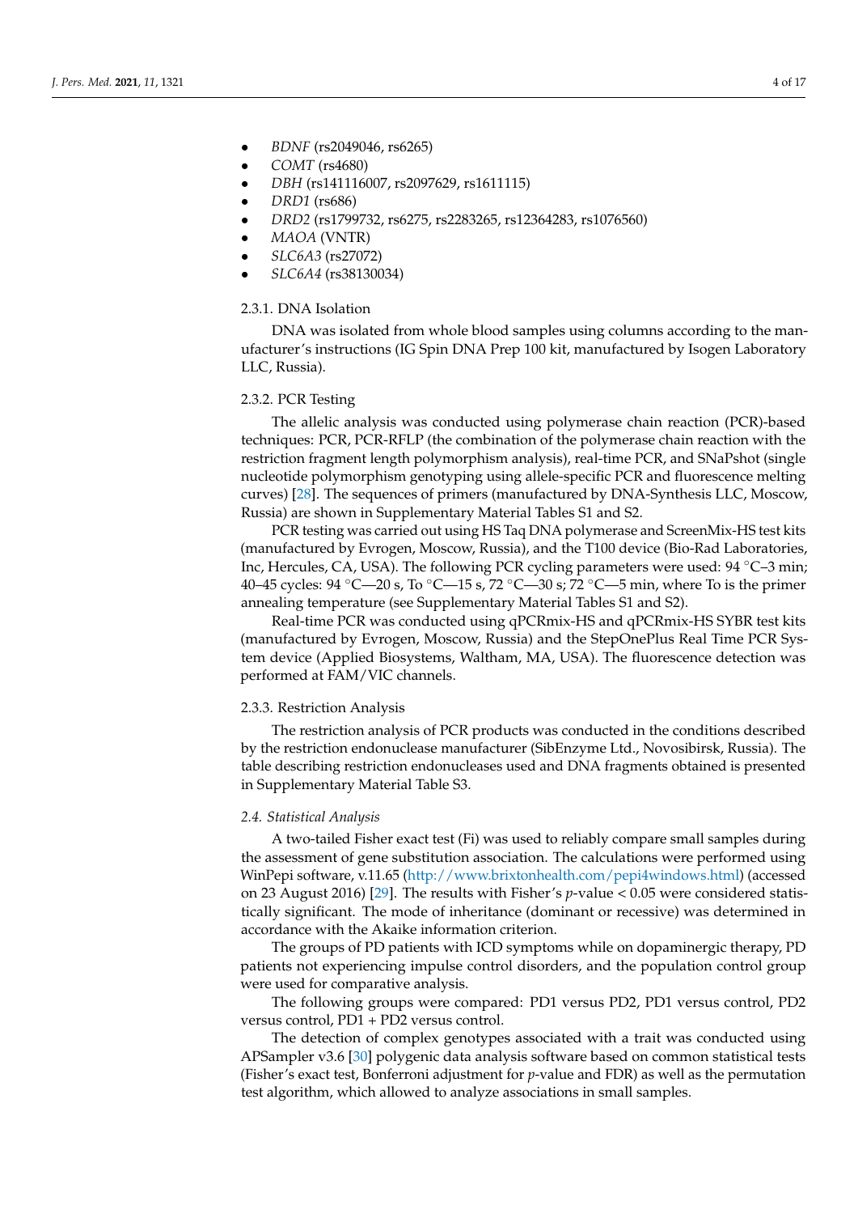- *BDNF* (rs2049046, rs6265)
- *COMT* (rs4680)
- *DBH* (rs141116007, rs2097629, rs1611115)
- *DRD1* (rs686)
- *DRD2* (rs1799732, rs6275, rs2283265, rs12364283, rs1076560)
- *MAOA* (VNTR)
- *SLC6A3* (rs27072)
- *SLC6A4* (rs38130034)

#### 2.3.1. DNA Isolation

DNA was isolated from whole blood samples using columns according to the manufacturer's instructions (IG Spin DNA Prep 100 kit, manufactured by Isogen Laboratory LLC, Russia).

#### 2.3.2. PCR Testing

The allelic analysis was conducted using polymerase chain reaction (PCR)-based techniques: PCR, PCR-RFLP (the combination of the polymerase chain reaction with the restriction fragment length polymorphism analysis), real-time PCR, and SNaPshot (single nucleotide polymorphism genotyping using allele-specific PCR and fluorescence melting curves) [28]. The sequences of primers (manufactured by DNA-Synthesis LLC, Moscow, Russia) are shown in Supplementary Material Tables S1 and S2.

PCR testing was carried out using HS Taq DNA polymerase and ScreenMix-HS test kits (manufactured by Evrogen, Moscow, Russia), and the T100 device (Bio-Rad Laboratories, Inc, Hercules, CA, USA). The following PCR cycling parameters were used: 94 °C–3 min; 40–45 cycles: 94 °C—20 s, To °C—15 s, 72 °C—30 s; 72 °C—5 min, where To is the primer annealing temperature (see Supplementary Material Tables S1 and S2).

Real-time PCR was conducted using qPCRmix-HS and qPCRmix-HS SYBR test kits (manufactured by Evrogen, Moscow, Russia) and the StepOnePlus Real Time PCR System device (Applied Biosystems, Waltham, MA, USA). The fluorescence detection was performed at FAM/VIC channels.

#### 2.3.3. Restriction Analysis

The restriction analysis of PCR products was conducted in the conditions described by the restriction endonuclease manufacturer (SibEnzyme Ltd., Novosibirsk, Russia). The table describing restriction endonucleases used and DNA fragments obtained is presented in Supplementary Material Table S3.

### *2.4. Statistical Analysis*

A two-tailed Fisher exact test (Fi) was used to reliably compare small samples during the assessment of gene substitution association. The calculations were performed using WinPepi software, v.11.65 (http://www.brixtonhealth.com/pepi4windows.html) (accessed on 23 August 2016) [29]. The results with Fisher's $p$-value $< 0.05$ were considered statistically significant. The mode of inheritance (dominant or recessive) was determined in accordance with the Akaike information criterion.

The groups of PD patients with ICD symptoms while on dopaminergic therapy, PD patients not experiencing impulse control disorders, and the population control group were used for comparative analysis.

The following groups were compared: PD1 versus PD2, PD1 versus control, PD2 versus control, PD1 + PD2 versus control.

The detection of complex genotypes associated with a trait was conducted using APSampler v3.6 [30] polygenic data analysis software based on common statistical tests (Fisher's exact test, Bonferroni adjustment for $p$-value and FDR) as well as the permutation test algorithm, which allowed to analyze associations in small samples.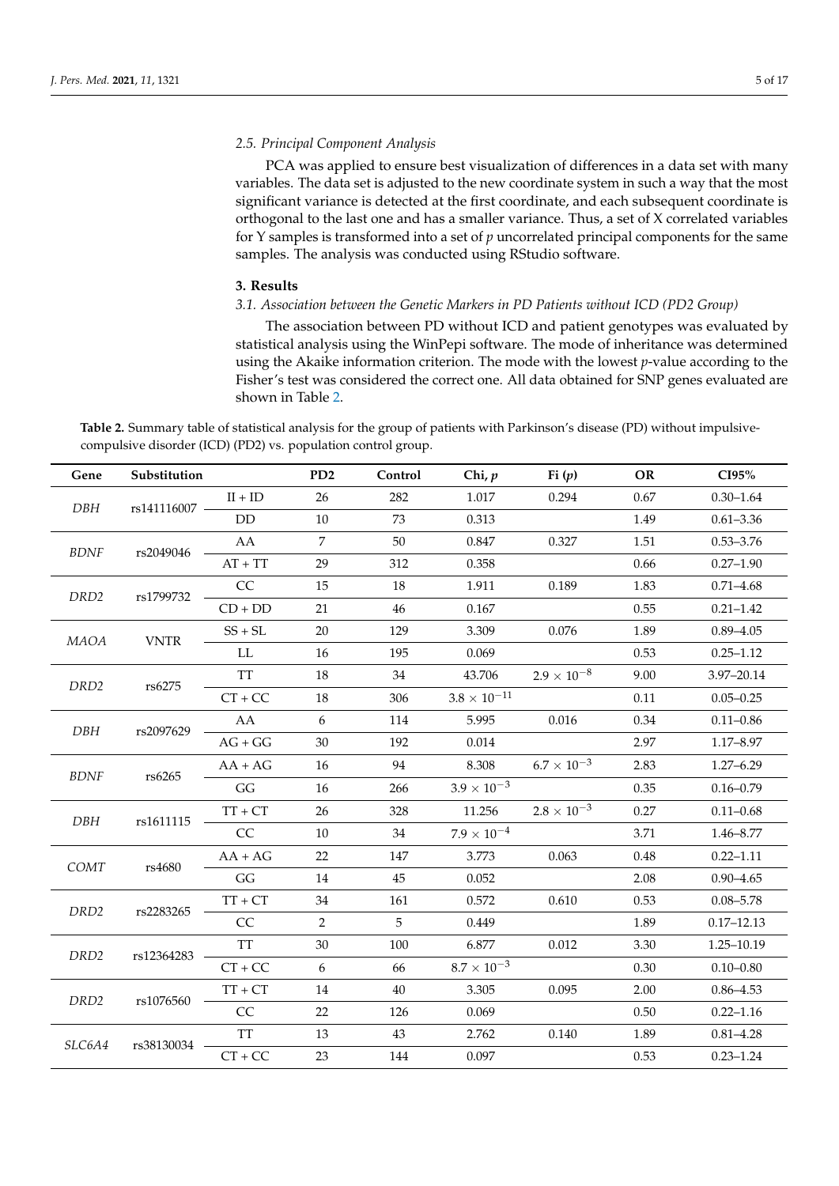### 2.5. Principal Component Analysis

PCA was applied to ensure best visualization of differences in a data set with many variables. The data set is adjusted to the new coordinate system in such a way that the most significant variance is detected at the first coordinate, and each subsequent coordinate is orthogonal to the last one and has a smaller variance. Thus, a set of X correlated variables for Y samples is transformed into a set of *p* uncorrelated principal components for the same samples. The analysis was conducted using RStudio software.

## 3. Results

### 3.1. Association between the Genetic Markers in PD Patients without ICD (PD2 Group)

The association between PD without ICD and patient genotypes was evaluated by statistical analysis using the WinPepi software. The mode of inheritance was determined using the Akaike information criterion. The mode with the lowest *p*-value according to the Fisher's test was considered the correct one. All data obtained for SNP genes evaluated are shown in Table 2.

**Table 2.** Summary table of statistical analysis for the group of patients with Parkinson's disease (PD) without impulsive-compulsive disorder (ICD) (PD2) vs. population control group.

| Gene | Substitution | | PD2 | Control | Chi, *p* | Fi (*p*) | OR | CI95% |
|---|---|---|---|---|---|---|---|---|
| *DBH* | rs141116007 | II + ID | 26 | 282 | 1.017 | 0.294 | 0.67 | 0.30–1.64 |
| | | DD | 10 | 73 | 0.313 | | 1.49 | 0.61–3.36 |
| *BDNF* | rs2049046 | AA | 7 | 50 | 0.847 | 0.327 | 1.51 | 0.53–3.76 |
| | | AT + TT | 29 | 312 | 0.358 | | 0.66 | 0.27–1.90 |
| *DRD2* | rs1799732 | CC | 15 | 18 | 1.911 | 0.189 | 1.83 | 0.71–4.68 |
| | | CD + DD | 21 | 46 | 0.167 | | 0.55 | 0.21–1.42 |
| *MAOA* | VNTR | SS + SL | 20 | 129 | 3.309 | 0.076 | 1.89 | 0.89–4.05 |
| | | LL | 16 | 195 | 0.069 | | 0.53 | 0.25–1.12 |
| *DRD2* | rs6275 | TT | 18 | 34 | 43.706 | $2.9 \times 10^{-8}$ | 9.00 | 3.97–20.14 |
| | | CT + CC | 18 | 306 | $3.8 \times 10^{-11}$ | | 0.11 | 0.05–0.25 |
| *DBH* | rs2097629 | AA | 6 | 114 | 5.995 | 0.016 | 0.34 | 0.11–0.86 |
| | | AG + GG | 30 | 192 | 0.014 | | 2.97 | 1.17–8.97 |
| *BDNF* | rs6265 | AA + AG | 16 | 94 | 8.308 | $6.7 \times 10^{-3}$ | 2.83 | 1.27–6.29 |
| | | GG | 16 | 266 | $3.9 \times 10^{-3}$ | | 0.35 | 0.16–0.79 |
| *DBH* | rs1611115 | TT + CT | 26 | 328 | 11.256 | $2.8 \times 10^{-3}$ | 0.27 | 0.11–0.68 |
| | | CC | 10 | 34 | $7.9 \times 10^{-4}$ | | 3.71 | 1.46–8.77 |
| *COMT* | rs4680 | AA + AG | 22 | 147 | 3.773 | 0.063 | 0.48 | 0.22–1.11 |
| | | GG | 14 | 45 | 0.052 | | 2.08 | 0.90–4.65 |
| *DRD2* | rs2283265 | TT + CT | 34 | 161 | 0.572 | 0.610 | 0.53 | 0.08–5.78 |
| | | CC | 2 | 5 | 0.449 | | 1.89 | 0.17–12.13 |
| *DRD2* | rs12364283 | TT | 30 | 100 | 6.877 | 0.012 | 3.30 | 1.25–10.19 |
| | | CT + CC | 6 | 66 | $8.7 \times 10^{-3}$ | | 0.30 | 0.10–0.80 |
| *DRD2* | rs1076560 | TT + CT | 14 | 40 | 3.305 | 0.095 | 2.00 | 0.86–4.53 |
| | | CC | 22 | 126 | 0.069 | | 0.50 | 0.22–1.16 |
| *SLC6A4* | rs38130034 | TT | 13 | 43 | 2.762 | 0.140 | 1.89 | 0.81–4.28 |
| | | CT + CC | 23 | 144 | 0.097 | | 0.53 | 0.23–1.24 |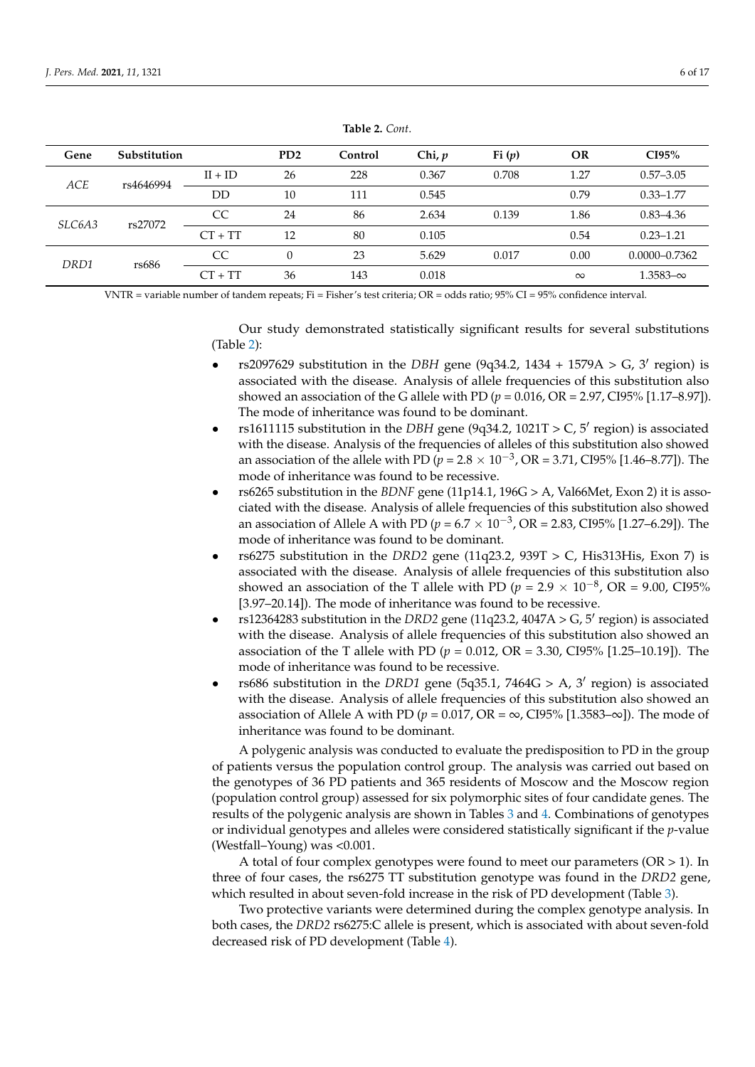**Table 2.** *Cont.*

| Gene | Substitution | | PD2 | Control | Chi, *p* | Fi (*p*) | OR | CI95% |
|---|---|---|---|---|---|---|---|---|
| *ACE* | rs4646994 | II + ID | 26 | 228 | 0.367 | 0.708 | 1.27 | 0.57–3.05 |
| | | DD | 10 | 111 | 0.545 | | 0.79 | 0.33–1.77 |
| *SLC6A3* | rs27072 | CC | 24 | 86 | 2.634 | 0.139 | 1.86 | 0.83–4.36 |
| | | CT + TT | 12 | 80 | 0.105 | | 0.54 | 0.23–1.21 |
| *DRD1* | rs686 | CC | 0 | 23 | 5.629 | 0.017 | 0.00 | 0.0000–0.7362 |
| | | CT + TT | 36 | 143 | 0.018 | | ∞ | 1.3583–∞ |

VNTR = variable number of tandem repeats; Fi = Fisher's test criteria; OR = odds ratio; 95% CI = 95% confidence interval.

Our study demonstrated statistically significant results for several substitutions (Table 2):

- rs2097629 substitution in the *DBH* gene (9q34.2, 1434 + 1579A > G, 3′ region) is associated with the disease. Analysis of allele frequencies of this substitution also showed an association of the G allele with PD ($p = 0.016$, OR = 2.97, CI95% [1.17–8.97]). The mode of inheritance was found to be dominant.
- rs1611115 substitution in the *DBH* gene (9q34.2, 1021T > C, 5′ region) is associated with the disease. Analysis of the frequencies of alleles of this substitution also showed an association of the allele with PD ($p = 2.8 \times 10^{-3}$, OR = 3.71, CI95% [1.46–8.77]). The mode of inheritance was found to be recessive.
- rs6265 substitution in the *BDNF* gene (11p14.1, 196G > A, Val66Met, Exon 2) it is associated with the disease. Analysis of allele frequencies of this substitution also showed an association of Allele A with PD ($p = 6.7 \times 10^{-3}$, OR = 2.83, CI95% [1.27–6.29]). The mode of inheritance was found to be dominant.
- rs6275 substitution in the *DRD2* gene (11q23.2, 939T > C, His313His, Exon 7) is associated with the disease. Analysis of allele frequencies of this substitution also showed an association of the T allele with PD ($p = 2.9 \times 10^{-8}$, OR = 9.00, CI95% [3.97–20.14]). The mode of inheritance was found to be recessive.
- rs12364283 substitution in the *DRD2* gene (11q23.2, 4047A > G, 5′ region) is associated with the disease. Analysis of allele frequencies of this substitution also showed an association of the T allele with PD ($p = 0.012$, OR = 3.30, CI95% [1.25–10.19]). The mode of inheritance was found to be recessive.
- rs686 substitution in the *DRD1* gene (5q35.1, 7464G > A, 3′ region) is associated with the disease. Analysis of allele frequencies of this substitution also showed an association of Allele A with PD ($p = 0.017$, OR = ∞, CI95% [1.3583–∞]). The mode of inheritance was found to be dominant.

A polygenic analysis was conducted to evaluate the predisposition to PD in the group of patients versus the population control group. The analysis was carried out based on the genotypes of 36 PD patients and 365 residents of Moscow and the Moscow region (population control group) assessed for six polymorphic sites of four candidate genes. The results of the polygenic analysis are shown in Tables 3 and 4. Combinations of genotypes or individual genotypes and alleles were considered statistically significant if the *p*-value (Westfall–Young) was <0.001.

A total of four complex genotypes were found to meet our parameters (OR > 1). In three of four cases, the rs6275 TT substitution genotype was found in the *DRD2* gene, which resulted in about seven-fold increase in the risk of PD development (Table 3).

Two protective variants were determined during the complex genotype analysis. In both cases, the *DRD2* rs6275:C allele is present, which is associated with about seven-fold decreased risk of PD development (Table 4).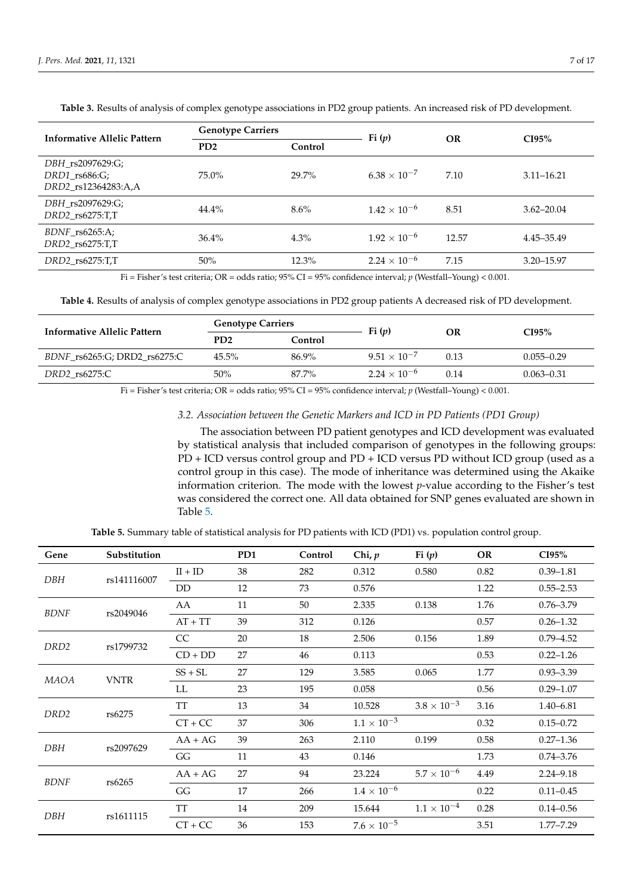**Table 3.** Results of analysis of complex genotype associations in PD2 group patients. An increased risk of PD development.

| Informative Allelic Pattern | Genotype Carriers | | Fi (*p*) | OR | CI95% |
|---|---|---|---|---|---|
| | PD2 | Control | | | |
| *DBH*_rs2097629:G; *DRD1*_rs686:G; *DRD2*_rs12364283:A,A | 75.0% | 29.7% | $6.38 \times 10^{-7}$ | 7.10 | 3.11–16.21 |
| *DBH*_rs2097629:G; *DRD2*_rs6275:T,T | 44.4% | 8.6% | $1.42 \times 10^{-6}$ | 8.51 | 3.62–20.04 |
| *BDNF*_rs6265:A; *DRD2*_rs6275:T,T | 36.4% | 4.3% | $1.92 \times 10^{-6}$ | 12.57 | 4.45–35.49 |
| *DRD2*_rs6275:T,T | 50% | 12.3% | $2.24 \times 10^{-6}$ | 7.15 | 3.20–15.97 |

Fi = Fisher's test criteria; OR = odds ratio; 95% CI = 95% confidence interval; *p* (Westfall–Young) < 0.001.

**Table 4.** Results of analysis of complex genotype associations in PD2 group patients A decreased risk of PD development.

| Informative Allelic Pattern | Genotype Carriers | | Fi (*p*) | OR | CI95% |
|---|---|---|---|---|---|
| | PD2 | Control | | | |
| *BDNF*_rs6265:G; DRD2_rs6275:C | 45.5% | 86.9% | $9.51 \times 10^{-7}$ | 0.13 | 0.055–0.29 |
| *DRD2*_rs6275:C | 50% | 87.7% | $2.24 \times 10^{-6}$ | 0.14 | 0.063–0.31 |

Fi = Fisher's test criteria; OR = odds ratio; 95% CI = 95% confidence interval; *p* (Westfall–Young) < 0.001.

### *3.2. Association between the Genetic Markers and ICD in PD Patients (PD1 Group)*

The association between PD patient genotypes and ICD development was evaluated by statistical analysis that included comparison of genotypes in the following groups: PD + ICD versus control group and PD + ICD versus PD without ICD group (used as a control group in this case). The mode of inheritance was determined using the Akaike information criterion. The mode with the lowest *p*-value according to the Fisher's test was considered the correct one. All data obtained for SNP genes evaluated are shown in Table 5.

**Table 5.** Summary table of statistical analysis for PD patients with ICD (PD1) vs. population control group.

| Gene | Substitution | | PD1 | Control | Chi, *p* | Fi (*p*) | OR | CI95% |
|---|---|---|---|---|---|---|---|---|
| *DBH* | rs141116007 | II + ID | 38 | 282 | 0.312 | 0.580 | 0.82 | 0.39–1.81 |
| | | DD | 12 | 73 | 0.576 | | 1.22 | 0.55–2.53 |
| *BDNF* | rs2049046 | AA | 11 | 50 | 2.335 | 0.138 | 1.76 | 0.76–3.79 |
| | | AT + TT | 39 | 312 | 0.126 | | 0.57 | 0.26–1.32 |
| *DRD2* | rs1799732 | CC | 20 | 18 | 2.506 | 0.156 | 1.89 | 0.79–4.52 |
| | | CD + DD | 27 | 46 | 0.113 | | 0.53 | 0.22–1.26 |
| *MAOA* | VNTR | SS + SL | 27 | 129 | 3.585 | 0.065 | 1.77 | 0.93–3.39 |
| | | LL | 23 | 195 | 0.058 | | 0.56 | 0.29–1.07 |
| *DRD2* | rs6275 | TT | 13 | 34 | 10.528 | $3.8 \times 10^{-3}$ | 3.16 | 1.40–6.81 |
| | | CT + CC | 37 | 306 | $1.1 \times 10^{-3}$ | | 0.32 | 0.15–0.72 |
| *DBH* | rs2097629 | AA + AG | 39 | 263 | 2.110 | 0.199 | 0.58 | 0.27–1.36 |
| | | GG | 11 | 43 | 0.146 | | 1.73 | 0.74–3.76 |
| *BDNF* | rs6265 | AA + AG | 27 | 94 | 23.224 | $5.7 \times 10^{-6}$ | 4.49 | 2.24–9.18 |
| | | GG | 17 | 266 | $1.4 \times 10^{-6}$ | | 0.22 | 0.11–0.45 |
| *DBH* | rs1611115 | TT | 14 | 209 | 15.644 | $1.1 \times 10^{-4}$ | 0.28 | 0.14–0.56 |
| | | CT + CC | 36 | 153 | $7.6 \times 10^{-5}$ | | 3.51 | 1.77–7.29 |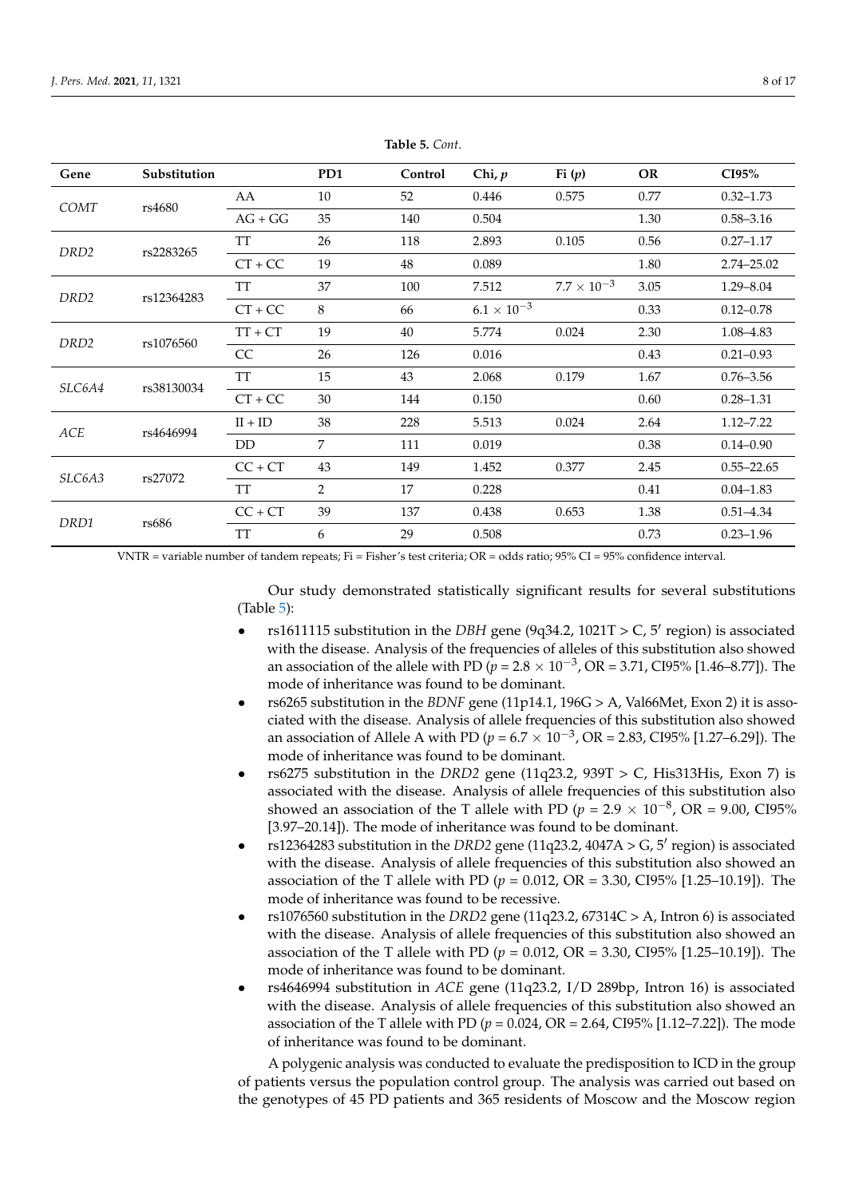**Table 5.** *Cont.*

| Gene | Substitution | | PD1 | Control | Chi, $p$ | Fi ($p$) | OR | CI95% |
|---|---|---|---|---|---|---|---|---|
| *COMT* | rs4680 | AA | 10 | 52 | 0.446 | 0.575 | 0.77 | 0.32–1.73 |
| | | AG + GG | 35 | 140 | 0.504 | | 1.30 | 0.58–3.16 |
| *DRD2* | rs2283265 | TT | 26 | 118 | 2.893 | 0.105 | 0.56 | 0.27–1.17 |
| | | CT + CC | 19 | 48 | 0.089 | | 1.80 | 2.74–25.02 |
| *DRD2* | rs12364283 | TT | 37 | 100 | 7.512 | $7.7 \times 10^{-3}$ | 3.05 | 1.29–8.04 |
| | | CT + CC | 8 | 66 | $6.1 \times 10^{-3}$ | | 0.33 | 0.12–0.78 |
| *DRD2* | rs1076560 | TT + CT | 19 | 40 | 5.774 | 0.024 | 2.30 | 1.08–4.83 |
| | | CC | 26 | 126 | 0.016 | | 0.43 | 0.21–0.93 |
| *SLC6A4* | rs38130034 | TT | 15 | 43 | 2.068 | 0.179 | 1.67 | 0.76–3.56 |
| | | CT + CC | 30 | 144 | 0.150 | | 0.60 | 0.28–1.31 |
| *ACE* | rs4646994 | II + ID | 38 | 228 | 5.513 | 0.024 | 2.64 | 1.12–7.22 |
| | | DD | 7 | 111 | 0.019 | | 0.38 | 0.14–0.90 |
| *SLC6A3* | rs27072 | CC + CT | 43 | 149 | 1.452 | 0.377 | 2.45 | 0.55–22.65 |
| | | TT | 2 | 17 | 0.228 | | 0.41 | 0.04–1.83 |
| *DRD1* | rs686 | CC + CT | 39 | 137 | 0.438 | 0.653 | 1.38 | 0.51–4.34 |
| | | TT | 6 | 29 | 0.508 | | 0.73 | 0.23–1.96 |

VNTR = variable number of tandem repeats; Fi = Fisher's test criteria; OR = odds ratio; 95% CI = 95% confidence interval.

Our study demonstrated statistically significant results for several substitutions (Table 5):

- rs1611115 substitution in the *DBH* gene (9q34.2, 1021T > C, 5′ region) is associated with the disease. Analysis of the frequencies of alleles of this substitution also showed an association of the allele with PD ($p = 2.8 \times 10^{-3}$, OR = 3.71, CI95% [1.46–8.77]). The mode of inheritance was found to be dominant.
- rs6265 substitution in the *BDNF* gene (11p14.1, 196G > A, Val66Met, Exon 2) it is associated with the disease. Analysis of allele frequencies of this substitution also showed an association of Allele A with PD ($p = 6.7 \times 10^{-3}$, OR = 2.83, CI95% [1.27–6.29]). The mode of inheritance was found to be dominant.
- rs6275 substitution in the *DRD2* gene (11q23.2, 939T > C, His313His, Exon 7) is associated with the disease. Analysis of allele frequencies of this substitution also showed an association of the T allele with PD ($p = 2.9 \times 10^{-8}$, OR = 9.00, CI95% [3.97–20.14]). The mode of inheritance was found to be dominant.
- rs12364283 substitution in the *DRD2* gene (11q23.2, 4047A > G, 5′ region) is associated with the disease. Analysis of allele frequencies of this substitution also showed an association of the T allele with PD ($p = 0.012$, OR = 3.30, CI95% [1.25–10.19]). The mode of inheritance was found to be recessive.
- rs1076560 substitution in the *DRD2* gene (11q23.2, 67314C > A, Intron 6) is associated with the disease. Analysis of allele frequencies of this substitution also showed an association of the T allele with PD ($p = 0.012$, OR = 3.30, CI95% [1.25–10.19]). The mode of inheritance was found to be dominant.
- rs4646994 substitution in *ACE* gene (11q23.2, I/D 289bp, Intron 16) is associated with the disease. Analysis of allele frequencies of this substitution also showed an association of the T allele with PD ($p = 0.024$, OR = 2.64, CI95% [1.12–7.22]). The mode of inheritance was found to be dominant.

A polygenic analysis was conducted to evaluate the predisposition to ICD in the group of patients versus the population control group. The analysis was carried out based on the genotypes of 45 PD patients and 365 residents of Moscow and the Moscow region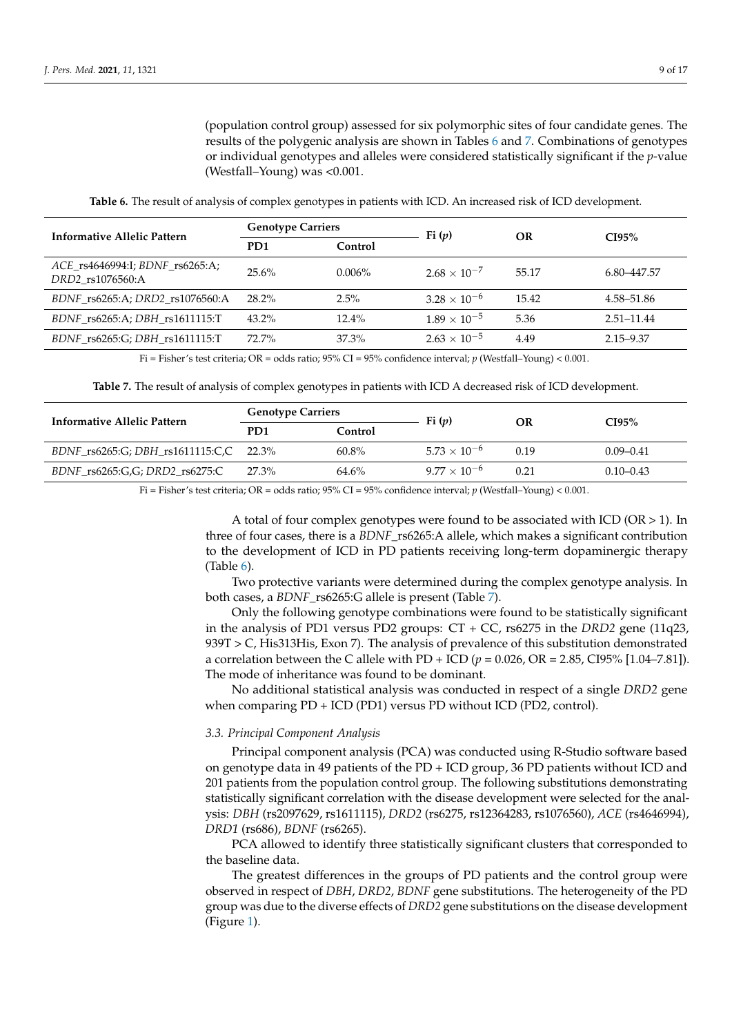(population control group) assessed for six polymorphic sites of four candidate genes. The results of the polygenic analysis are shown in Tables 6 and 7. Combinations of genotypes or individual genotypes and alleles were considered statistically significant if the *p*-value (Westfall–Young) was <0.001.

**Table 6.** The result of analysis of complex genotypes in patients with ICD. An increased risk of ICD development.

| Informative Allelic Pattern | Genotype Carriers | | Fi (*p*) | OR | CI95% |
|---|---|---|---|---|---|
| | PD1 | Control | | | |
| *ACE*_rs4646994:I; *BDNF*_rs6265:A; *DRD2*_rs1076560:A | 25.6% | 0.006% | $2.68 \times 10^{-7}$ | 55.17 | 6.80–447.57 |
| *BDNF*_rs6265:A; *DRD2*_rs1076560:A | 28.2% | 2.5% | $3.28 \times 10^{-6}$ | 15.42 | 4.58–51.86 |
| *BDNF*_rs6265:A; *DBH*_rs1611115:T | 43.2% | 12.4% | $1.89 \times 10^{-5}$ | 5.36 | 2.51–11.44 |
| *BDNF*_rs6265:G; *DBH*_rs1611115:T | 72.7% | 37.3% | $2.63 \times 10^{-5}$ | 4.49 | 2.15–9.37 |

Fi = Fisher's test criteria; OR = odds ratio; 95% CI = 95% confidence interval; *p* (Westfall–Young) < 0.001.

**Table 7.** The result of analysis of complex genotypes in patients with ICD A decreased risk of ICD development.

| Informative Allelic Pattern | Genotype Carriers | | Fi (*p*) | OR | CI95% |
|---|---|---|---|---|---|
| | PD1 | Control | | | |
| *BDNF*_rs6265:G; *DBH*_rs1611115:C,C | 22.3% | 60.8% | $5.73 \times 10^{-6}$ | 0.19 | 0.09–0.41 |
| *BDNF*_rs6265:G,G; *DRD2*_rs6275:C | 27.3% | 64.6% | $9.77 \times 10^{-6}$ | 0.21 | 0.10–0.43 |

Fi = Fisher's test criteria; OR = odds ratio; 95% CI = 95% confidence interval; *p* (Westfall–Young) < 0.001.

A total of four complex genotypes were found to be associated with ICD (OR > 1). In three of four cases, there is a *BDNF*_rs6265:A allele, which makes a significant contribution to the development of ICD in PD patients receiving long-term dopaminergic therapy (Table 6).

Two protective variants were determined during the complex genotype analysis. In both cases, a *BDNF*_rs6265:G allele is present (Table 7).

Only the following genotype combinations were found to be statistically significant in the analysis of PD1 versus PD2 groups: CT + CC, rs6275 in the *DRD2* gene (11q23, 939T > C, His313His, Exon 7). The analysis of prevalence of this substitution demonstrated a correlation between the C allele with PD + ICD ($p = 0.026$, OR = 2.85, CI95% [1.04–7.81]). The mode of inheritance was found to be dominant.

No additional statistical analysis was conducted in respect of a single *DRD2* gene when comparing PD + ICD (PD1) versus PD without ICD (PD2, control).

### 3.3. Principal Component Analysis

Principal component analysis (PCA) was conducted using R-Studio software based on genotype data in 49 patients of the PD + ICD group, 36 PD patients without ICD and 201 patients from the population control group. The following substitutions demonstrating statistically significant correlation with the disease development were selected for the analysis: *DBH* (rs2097629, rs1611115), *DRD2* (rs6275, rs12364283, rs1076560), *ACE* (rs4646994), *DRD1* (rs686), *BDNF* (rs6265).

PCA allowed to identify three statistically significant clusters that corresponded to the baseline data.

The greatest differences in the groups of PD patients and the control group were observed in respect of *DBH*, *DRD2*, *BDNF* gene substitutions. The heterogeneity of the PD group was due to the diverse effects of *DRD2* gene substitutions on the disease development (Figure 1).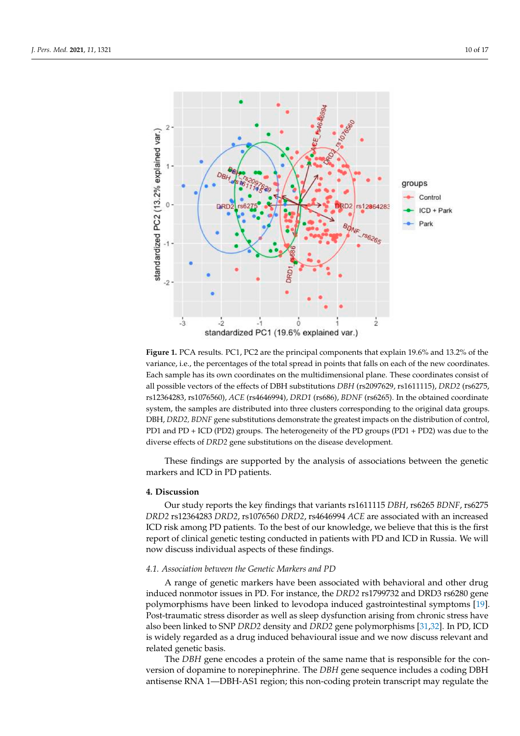**Figure 1.** PCA results. PC1, PC2 are the principal components that explain 19.6% and 13.2% of the variance, i.e., the percentages of the total spread in points that falls on each of the new coordinates. Each sample has its own coordinates on the multidimensional plane. These coordinates consist of all possible vectors of the effects of DBH substitutions *DBH* (rs2097629, rs1611115), *DRD2* (rs6275, rs12364283, rs1076560), *ACE* (rs4646994), *DRD1* (rs686), *BDNF* (rs6265). In the obtained coordinate system, the samples are distributed into three clusters corresponding to the original data groups. DBH, *DRD2, BDNF* gene substitutions demonstrate the greatest impacts on the distribution of control, PD1 and PD + ICD (PD2) groups. The heterogeneity of the PD groups (PD1 + PD2) was due to the diverse effects of *DRD2* gene substitutions on the disease development.

These findings are supported by the analysis of associations between the genetic markers and ICD in PD patients.

## 4. Discussion

Our study reports the key findings that variants rs1611115 *DBH*, rs6265 *BDNF*, rs6275 *DRD2* rs12364283 *DRD2*, rs1076560 *DRD2*, rs4646994 *ACE* are associated with an increased ICD risk among PD patients. To the best of our knowledge, we believe that this is the first report of clinical genetic testing conducted in patients with PD and ICD in Russia. We will now discuss individual aspects of these findings.

### *4.1. Association between the Genetic Markers and PD*

A range of genetic markers have been associated with behavioral and other drug induced nonmotor issues in PD. For instance, the *DRD2* rs1799732 and DRD3 rs6280 gene polymorphisms have been linked to levodopa induced gastrointestinal symptoms [19]. Post-traumatic stress disorder as well as sleep dysfunction arising from chronic stress have also been linked to SNP *DRD2* density and *DRD2* gene polymorphisms [31,32]. In PD, ICD is widely regarded as a drug induced behavioural issue and we now discuss relevant and related genetic basis.

The *DBH* gene encodes a protein of the same name that is responsible for the conversion of dopamine to norepinephrine. The *DBH* gene sequence includes a coding DBH antisense RNA 1—DBH-AS1 region; this non-coding protein transcript may regulate the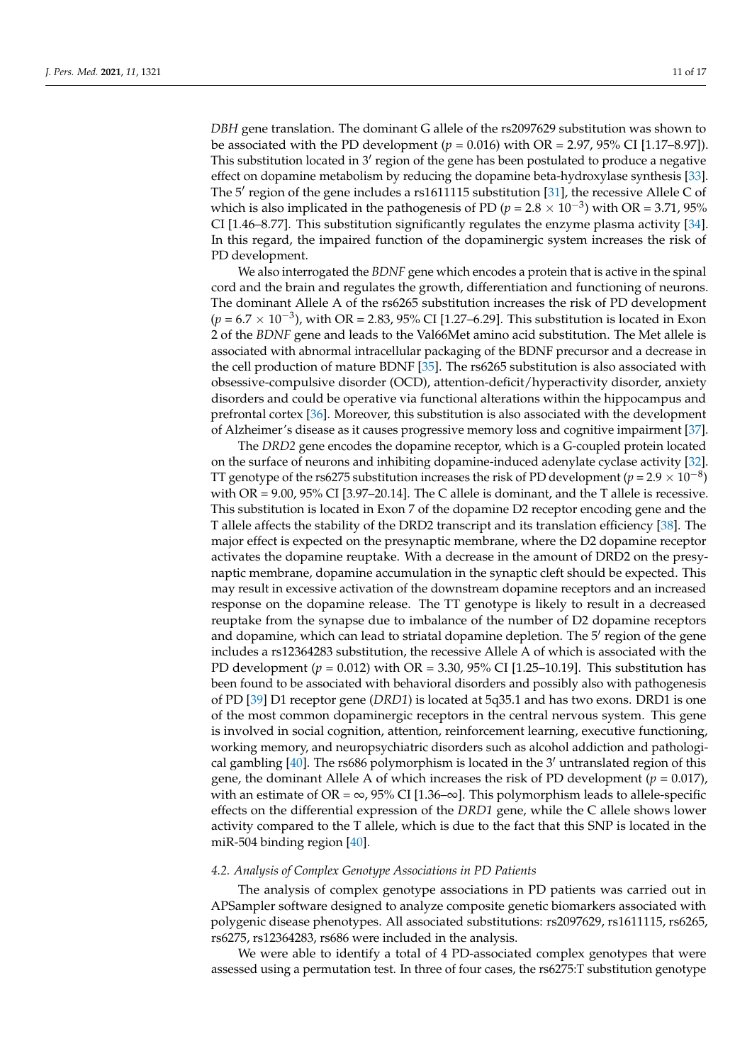*DBH* gene translation. The dominant G allele of the rs2097629 substitution was shown to be associated with the PD development ($p = 0.016$) with OR = 2.97, 95% CI [1.17–8.97]). This substitution located in 3′ region of the gene has been postulated to produce a negative effect on dopamine metabolism by reducing the dopamine beta-hydroxylase synthesis [33]. The 5′ region of the gene includes a rs1611115 substitution [31], the recessive Allele C of which is also implicated in the pathogenesis of PD ($p = 2.8 \times 10^{-3}$) with OR = 3.71, 95% CI [1.46–8.77]. This substitution significantly regulates the enzyme plasma activity [34]. In this regard, the impaired function of the dopaminergic system increases the risk of PD development.

We also interrogated the *BDNF* gene which encodes a protein that is active in the spinal cord and the brain and regulates the growth, differentiation and functioning of neurons. The dominant Allele A of the rs6265 substitution increases the risk of PD development ($p = 6.7 \times 10^{-3}$), with OR = 2.83, 95% CI [1.27–6.29]. This substitution is located in Exon 2 of the *BDNF* gene and leads to the Val66Met amino acid substitution. The Met allele is associated with abnormal intracellular packaging of the BDNF precursor and a decrease in the cell production of mature BDNF [35]. The rs6265 substitution is also associated with obsessive-compulsive disorder (OCD), attention-deficit/hyperactivity disorder, anxiety disorders and could be operative via functional alterations within the hippocampus and prefrontal cortex [36]. Moreover, this substitution is also associated with the development of Alzheimer's disease as it causes progressive memory loss and cognitive impairment [37].

The *DRD2* gene encodes the dopamine receptor, which is a G-coupled protein located on the surface of neurons and inhibiting dopamine-induced adenylate cyclase activity [32]. TT genotype of the rs6275 substitution increases the risk of PD development ($p = 2.9 \times 10^{-8}$) with OR = 9.00, 95% CI [3.97–20.14]. The C allele is dominant, and the T allele is recessive. This substitution is located in Exon 7 of the dopamine D2 receptor encoding gene and the T allele affects the stability of the DRD2 transcript and its translation efficiency [38]. The major effect is expected on the presynaptic membrane, where the D2 dopamine receptor activates the dopamine reuptake. With a decrease in the amount of DRD2 on the presynaptic membrane, dopamine accumulation in the synaptic cleft should be expected. This may result in excessive activation of the downstream dopamine receptors and an increased response on the dopamine release. The TT genotype is likely to result in a decreased reuptake from the synapse due to imbalance of the number of D2 dopamine receptors and dopamine, which can lead to striatal dopamine depletion. The 5′ region of the gene includes a rs12364283 substitution, the recessive Allele A of which is associated with the PD development ($p = 0.012$) with OR = 3.30, 95% CI [1.25–10.19]. This substitution has been found to be associated with behavioral disorders and possibly also with pathogenesis of PD [39] D1 receptor gene (*DRD1*) is located at 5q35.1 and has two exons. DRD1 is one of the most common dopaminergic receptors in the central nervous system. This gene is involved in social cognition, attention, reinforcement learning, executive functioning, working memory, and neuropsychiatric disorders such as alcohol addiction and pathological gambling [40]. The rs686 polymorphism is located in the 3′ untranslated region of this gene, the dominant Allele A of which increases the risk of PD development ($p = 0.017$), with an estimate of OR = $\infty$, 95% CI [1.36–$\infty$]. This polymorphism leads to allele-specific effects on the differential expression of the *DRD1* gene, while the C allele shows lower activity compared to the T allele, which is due to the fact that this SNP is located in the miR-504 binding region [40].

### *4.2. Analysis of Complex Genotype Associations in PD Patients*

The analysis of complex genotype associations in PD patients was carried out in APSampler software designed to analyze composite genetic biomarkers associated with polygenic disease phenotypes. All associated substitutions: rs2097629, rs1611115, rs6265, rs6275, rs12364283, rs686 were included in the analysis.

We were able to identify a total of 4 PD-associated complex genotypes that were assessed using a permutation test. In three of four cases, the rs6275:T substitution genotype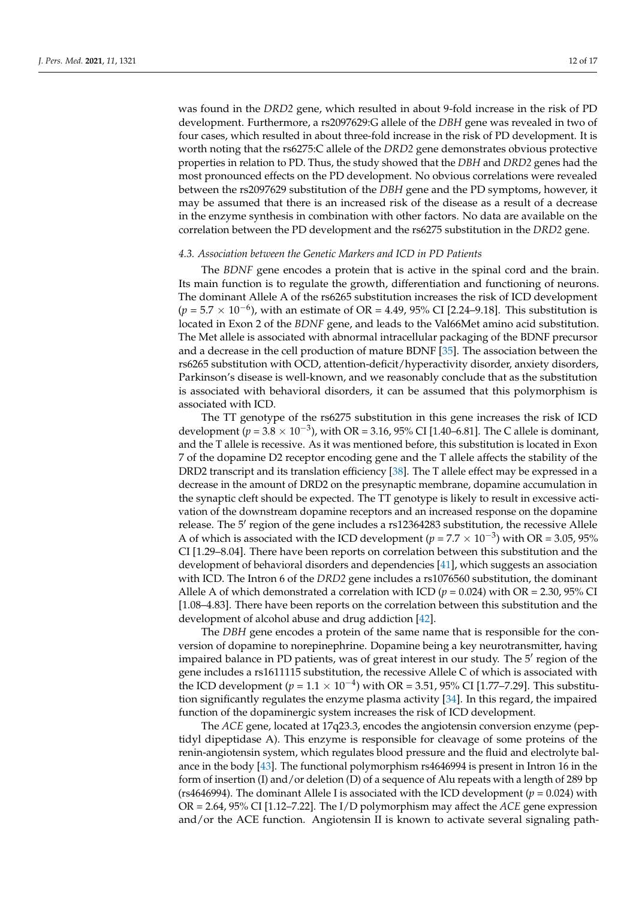was found in the *DRD2* gene, which resulted in about 9-fold increase in the risk of PD development. Furthermore, a rs2097629:G allele of the *DBH* gene was revealed in two of four cases, which resulted in about three-fold increase in the risk of PD development. It is worth noting that the rs6275:C allele of the *DRD2* gene demonstrates obvious protective properties in relation to PD. Thus, the study showed that the *DBH* and *DRD2* genes had the most pronounced effects on the PD development. No obvious correlations were revealed between the rs2097629 substitution of the *DBH* gene and the PD symptoms, however, it may be assumed that there is an increased risk of the disease as a result of a decrease in the enzyme synthesis in combination with other factors. No data are available on the correlation between the PD development and the rs6275 substitution in the *DRD2* gene.

*4.3. Association between the Genetic Markers and ICD in PD Patients*

The *BDNF* gene encodes a protein that is active in the spinal cord and the brain. Its main function is to regulate the growth, differentiation and functioning of neurons. The dominant Allele A of the rs6265 substitution increases the risk of ICD development ($p = 5.7 \times 10^{-6}$), with an estimate of OR = 4.49, 95% CI [2.24–9.18]. This substitution is located in Exon 2 of the *BDNF* gene, and leads to the Val66Met amino acid substitution. The Met allele is associated with abnormal intracellular packaging of the BDNF precursor and a decrease in the cell production of mature BDNF [35]. The association between the rs6265 substitution with OCD, attention-deficit/hyperactivity disorder, anxiety disorders, Parkinson's disease is well-known, and we reasonably conclude that as the substitution is associated with behavioral disorders, it can be assumed that this polymorphism is associated with ICD.

The TT genotype of the rs6275 substitution in this gene increases the risk of ICD development ($p = 3.8 \times 10^{-3}$), with OR = 3.16, 95% CI [1.40–6.81]. The C allele is dominant, and the T allele is recessive. As it was mentioned before, this substitution is located in Exon 7 of the dopamine D2 receptor encoding gene and the T allele affects the stability of the DRD2 transcript and its translation efficiency [38]. The T allele effect may be expressed in a decrease in the amount of DRD2 on the presynaptic membrane, dopamine accumulation in the synaptic cleft should be expected. The TT genotype is likely to result in excessive activation of the downstream dopamine receptors and an increased response on the dopamine release. The 5′ region of the gene includes a rs12364283 substitution, the recessive Allele A of which is associated with the ICD development ($p = 7.7 \times 10^{-3}$) with OR = 3.05, 95% CI [1.29–8.04]. There have been reports on correlation between this substitution and the development of behavioral disorders and dependencies [41], which suggests an association with ICD. The Intron 6 of the *DRD2* gene includes a rs1076560 substitution, the dominant Allele A of which demonstrated a correlation with ICD ($p = 0.024$) with OR = 2.30, 95% CI [1.08–4.83]. There have been reports on the correlation between this substitution and the development of alcohol abuse and drug addiction [42].

The *DBH* gene encodes a protein of the same name that is responsible for the conversion of dopamine to norepinephrine. Dopamine being a key neurotransmitter, having impaired balance in PD patients, was of great interest in our study. The 5′ region of the gene includes a rs1611115 substitution, the recessive Allele C of which is associated with the ICD development ($p = 1.1 \times 10^{-4}$) with OR = 3.51, 95% CI [1.77–7.29]. This substitution significantly regulates the enzyme plasma activity [34]. In this regard, the impaired function of the dopaminergic system increases the risk of ICD development.

The *ACE* gene, located at 17q23.3, encodes the angiotensin conversion enzyme (peptidyl dipeptidase A). This enzyme is responsible for cleavage of some proteins of the renin-angiotensin system, which regulates blood pressure and the fluid and electrolyte balance in the body [43]. The functional polymorphism rs4646994 is present in Intron 16 in the form of insertion (I) and/or deletion (D) of a sequence of Alu repeats with a length of 289 bp (rs4646994). The dominant Allele I is associated with the ICD development ($p = 0.024$) with OR = 2.64, 95% CI [1.12–7.22]. The I/D polymorphism may affect the *ACE* gene expression and/or the ACE function. Angiotensin II is known to activate several signaling path-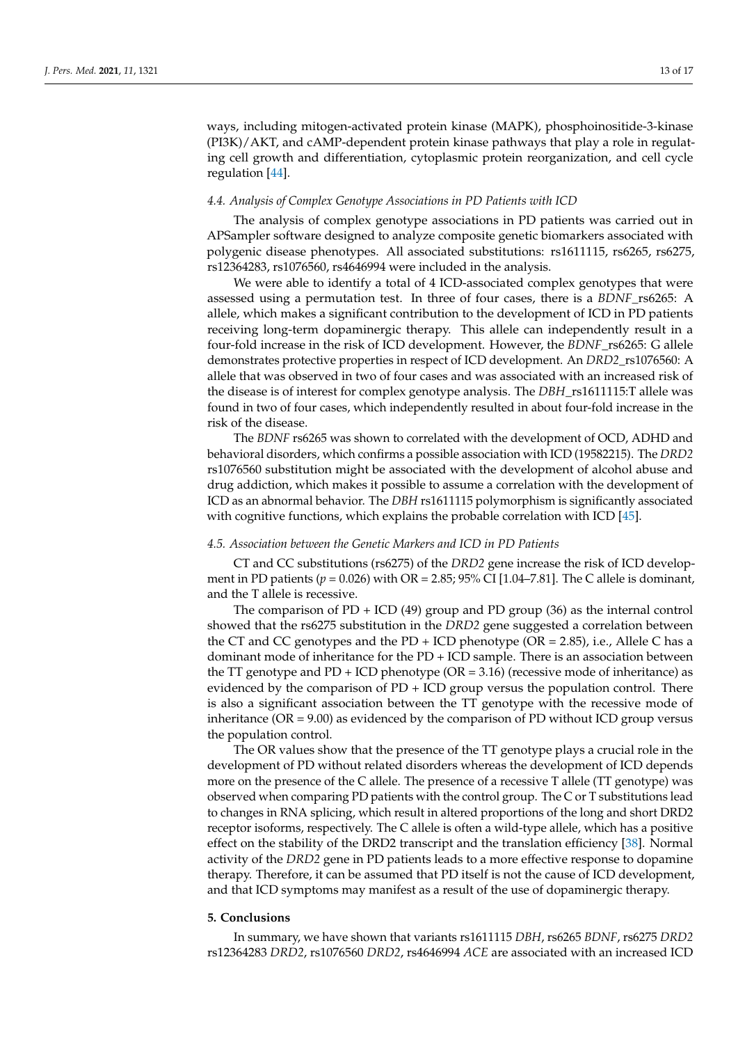ways, including mitogen-activated protein kinase (MAPK), phosphoinositide-3-kinase (PI3K)/AKT, and cAMP-dependent protein kinase pathways that play a role in regulating cell growth and differentiation, cytoplasmic protein reorganization, and cell cycle regulation [44].

### *4.4. Analysis of Complex Genotype Associations in PD Patients with ICD*

The analysis of complex genotype associations in PD patients was carried out in APSampler software designed to analyze composite genetic biomarkers associated with polygenic disease phenotypes. All associated substitutions: rs1611115, rs6265, rs6275, rs12364283, rs1076560, rs4646994 were included in the analysis.

We were able to identify a total of 4 ICD-associated complex genotypes that were assessed using a permutation test. In three of four cases, there is a *BDNF*_rs6265: A allele, which makes a significant contribution to the development of ICD in PD patients receiving long-term dopaminergic therapy. This allele can independently result in a four-fold increase in the risk of ICD development. However, the *BDNF*_rs6265: G allele demonstrates protective properties in respect of ICD development. An *DRD2*_rs1076560: A allele that was observed in two of four cases and was associated with an increased risk of the disease is of interest for complex genotype analysis. The *DBH*_rs1611115:T allele was found in two of four cases, which independently resulted in about four-fold increase in the risk of the disease.

The *BDNF* rs6265 was shown to correlated with the development of OCD, ADHD and behavioral disorders, which confirms a possible association with ICD (19582215). The *DRD2* rs1076560 substitution might be associated with the development of alcohol abuse and drug addiction, which makes it possible to assume a correlation with the development of ICD as an abnormal behavior. The *DBH* rs1611115 polymorphism is significantly associated with cognitive functions, which explains the probable correlation with ICD [45].

### *4.5. Association between the Genetic Markers and ICD in PD Patients*

CT and CC substitutions (rs6275) of the *DRD2* gene increase the risk of ICD development in PD patients ($p = 0.026$) with OR = 2.85; 95% CI [1.04–7.81]. The C allele is dominant, and the T allele is recessive.

The comparison of PD + ICD (49) group and PD group (36) as the internal control showed that the rs6275 substitution in the *DRD2* gene suggested a correlation between the CT and CC genotypes and the PD + ICD phenotype (OR = 2.85), i.e., Allele C has a dominant mode of inheritance for the PD + ICD sample. There is an association between the TT genotype and PD + ICD phenotype (OR = 3.16) (recessive mode of inheritance) as evidenced by the comparison of PD + ICD group versus the population control. There is also a significant association between the TT genotype with the recessive mode of inheritance (OR = 9.00) as evidenced by the comparison of PD without ICD group versus the population control.

The OR values show that the presence of the TT genotype plays a crucial role in the development of PD without related disorders whereas the development of ICD depends more on the presence of the C allele. The presence of a recessive T allele (TT genotype) was observed when comparing PD patients with the control group. The C or T substitutions lead to changes in RNA splicing, which result in altered proportions of the long and short DRD2 receptor isoforms, respectively. The C allele is often a wild-type allele, which has a positive effect on the stability of the DRD2 transcript and the translation efficiency [38]. Normal activity of the *DRD2* gene in PD patients leads to a more effective response to dopamine therapy. Therefore, it can be assumed that PD itself is not the cause of ICD development, and that ICD symptoms may manifest as a result of the use of dopaminergic therapy.

## 5. Conclusions

In summary, we have shown that variants rs1611115 *DBH*, rs6265 *BDNF*, rs6275 *DRD2* rs12364283 *DRD2*, rs1076560 *DRD2*, rs4646994 *ACE* are associated with an increased ICD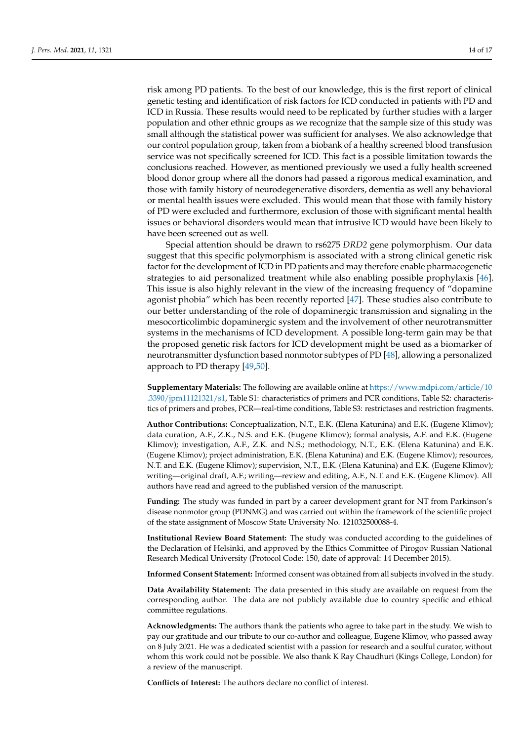risk among PD patients. To the best of our knowledge, this is the first report of clinical genetic testing and identification of risk factors for ICD conducted in patients with PD and ICD in Russia. These results would need to be replicated by further studies with a larger population and other ethnic groups as we recognize that the sample size of this study was small although the statistical power was sufficient for analyses. We also acknowledge that our control population group, taken from a biobank of a healthy screened blood transfusion service was not specifically screened for ICD. This fact is a possible limitation towards the conclusions reached. However, as mentioned previously we used a fully health screened blood donor group where all the donors had passed a rigorous medical examination, and those with family history of neurodegenerative disorders, dementia as well any behavioral or mental health issues were excluded. This would mean that those with family history of PD were excluded and furthermore, exclusion of those with significant mental health issues or behavioral disorders would mean that intrusive ICD would have been likely to have been screened out as well.

Special attention should be drawn to rs6275 *DRD2* gene polymorphism. Our data suggest that this specific polymorphism is associated with a strong clinical genetic risk factor for the development of ICD in PD patients and may therefore enable pharmacogenetic strategies to aid personalized treatment while also enabling possible prophylaxis [46]. This issue is also highly relevant in the view of the increasing frequency of "dopamine agonist phobia" which has been recently reported [47]. These studies also contribute to our better understanding of the role of dopaminergic transmission and signaling in the mesocorticolimbic dopaminergic system and the involvement of other neurotransmitter systems in the mechanisms of ICD development. A possible long-term gain may be that the proposed genetic risk factors for ICD development might be used as a biomarker of neurotransmitter dysfunction based nonmotor subtypes of PD [48], allowing a personalized approach to PD therapy [49,50].

**Supplementary Materials:** The following are available online at https://www.mdpi.com/article/10.3390/jpm11121321/s1, Table S1: characteristics of primers and PCR conditions, Table S2: characteristics of primers and probes, PCR—real-time conditions, Table S3: restrictases and restriction fragments.

**Author Contributions:** Conceptualization, N.T., E.K. (Elena Katunina) and E.K. (Eugene Klimov); data curation, A.F., Z.K., N.S. and E.K. (Eugene Klimov); formal analysis, A.F. and E.K. (Eugene Klimov); investigation, A.F., Z.K. and N.S.; methodology, N.T., E.K. (Elena Katunina) and E.K. (Eugene Klimov); project administration, E.K. (Elena Katunina) and E.K. (Eugene Klimov); resources, N.T. and E.K. (Eugene Klimov); supervision, N.T., E.K. (Elena Katunina) and E.K. (Eugene Klimov); writing—original draft, A.F.; writing—review and editing, A.F., N.T. and E.K. (Eugene Klimov). All authors have read and agreed to the published version of the manuscript.

**Funding:** The study was funded in part by a career development grant for NT from Parkinson's disease nonmotor group (PDNMG) and was carried out within the framework of the scientific project of the state assignment of Moscow State University No. 121032500088-4.

**Institutional Review Board Statement:** The study was conducted according to the guidelines of the Declaration of Helsinki, and approved by the Ethics Committee of Pirogov Russian National Research Medical University (Protocol Code: 150, date of approval: 14 December 2015).

**Informed Consent Statement:** Informed consent was obtained from all subjects involved in the study.

**Data Availability Statement:** The data presented in this study are available on request from the corresponding author. The data are not publicly available due to country specific and ethical committee regulations.

**Acknowledgments:** The authors thank the patients who agree to take part in the study. We wish to pay our gratitude and our tribute to our co-author and colleague, Eugene Klimov, who passed away on 8 July 2021. He was a dedicated scientist with a passion for research and a soulful curator, without whom this work could not be possible. We also thank K Ray Chaudhuri (Kings College, London) for a review of the manuscript.

**Conflicts of Interest:** The authors declare no conflict of interest.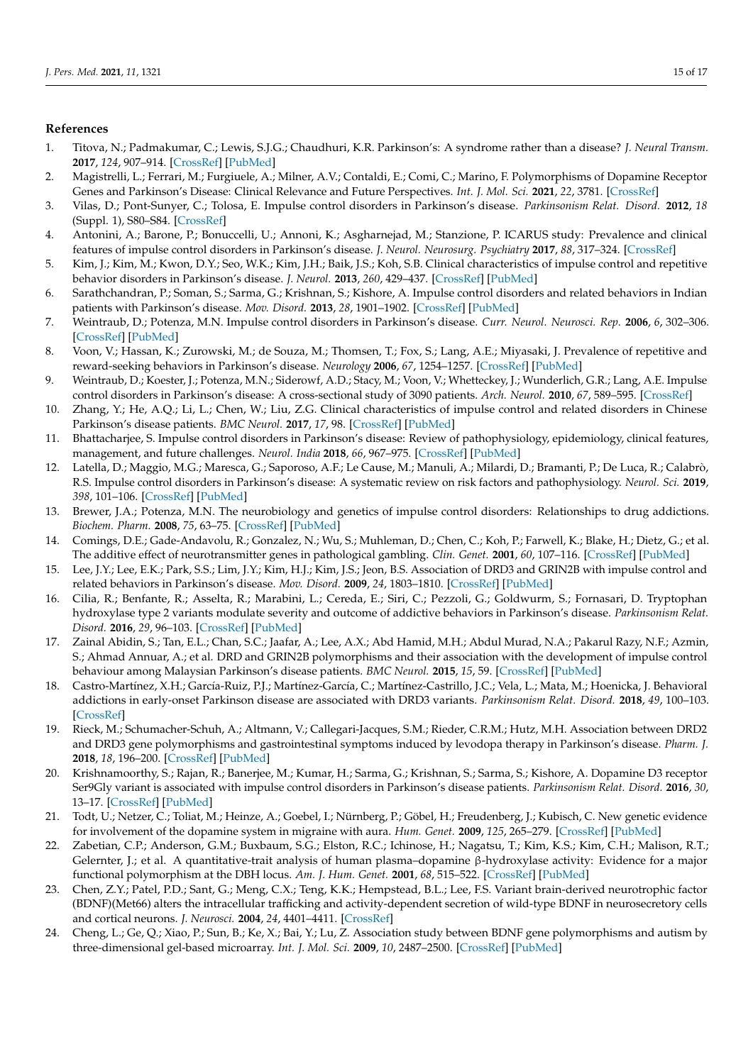## References

1. Titova, N.; Padmakumar, C.; Lewis, S.J.G.; Chaudhuri, K.R. Parkinson's: A syndrome rather than a disease? *J. Neural Transm.* **2017**, *124*, 907–914. [CrossRef] [PubMed]
2. Magistrelli, L.; Ferrari, M.; Furgiuele, A.; Milner, A.V.; Contaldi, E.; Comi, C.; Marino, F. Polymorphisms of Dopamine Receptor Genes and Parkinson's Disease: Clinical Relevance and Future Perspectives. *Int. J. Mol. Sci.* **2021**, *22*, 3781. [CrossRef]
3. Vilas, D.; Pont-Sunyer, C.; Tolosa, E. Impulse control disorders in Parkinson's disease. *Parkinsonism Relat. Disord.* **2012**, *18* (Suppl. 1), S80–S84. [CrossRef]
4. Antonini, A.; Barone, P.; Bonuccelli, U.; Annoni, K.; Asgharnejad, M.; Stanzione, P. ICARUS study: Prevalence and clinical features of impulse control disorders in Parkinson's disease. *J. Neurol. Neurosurg. Psychiatry* **2017**, *88*, 317–324. [CrossRef]
5. Kim, J.; Kim, M.; Kwon, D.Y.; Seo, W.K.; Kim, J.H.; Baik, J.S.; Koh, S.B. Clinical characteristics of impulse control and repetitive behavior disorders in Parkinson's disease. *J. Neurol.* **2013**, *260*, 429–437. [CrossRef] [PubMed]
6. Sarathchandran, P.; Soman, S.; Sarma, G.; Krishnan, S.; Kishore, A. Impulse control disorders and related behaviors in Indian patients with Parkinson's disease. *Mov. Disord.* **2013**, *28*, 1901–1902. [CrossRef] [PubMed]
7. Weintraub, D.; Potenza, M.N. Impulse control disorders in Parkinson's disease. *Curr. Neurol. Neurosci. Rep.* **2006**, *6*, 302–306. [CrossRef] [PubMed]
8. Voon, V.; Hassan, K.; Zurowski, M.; de Souza, M.; Thomsen, T.; Fox, S.; Lang, A.E.; Miyasaki, J. Prevalence of repetitive and reward-seeking behaviors in Parkinson's disease. *Neurology* **2006**, *67*, 1254–1257. [CrossRef] [PubMed]
9. Weintraub, D.; Koester, J.; Potenza, M.N.; Siderowf, A.D.; Stacy, M.; Voon, V.; Whetteckey, J.; Wunderlich, G.R.; Lang, A.E. Impulse control disorders in Parkinson's disease: A cross-sectional study of 3090 patients. *Arch. Neurol.* **2010**, *67*, 589–595. [CrossRef]
10. Zhang, Y.; He, A.Q.; Li, L.; Chen, W.; Liu, Z.G. Clinical characteristics of impulse control and related disorders in Chinese Parkinson's disease patients. *BMC Neurol.* **2017**, *17*, 98. [CrossRef] [PubMed]
11. Bhattacharjee, S. Impulse control disorders in Parkinson's disease: Review of pathophysiology, epidemiology, clinical features, management, and future challenges. *Neurol. India* **2018**, *66*, 967–975. [CrossRef] [PubMed]
12. Latella, D.; Maggio, M.G.; Maresca, G.; Saporoso, A.F.; Le Cause, M.; Manuli, A.; Milardi, D.; Bramanti, P.; De Luca, R.; Calabrò, R.S. Impulse control disorders in Parkinson's disease: A systematic review on risk factors and pathophysiology. *Neurol. Sci.* **2019**, *398*, 101–106. [CrossRef] [PubMed]
13. Brewer, J.A.; Potenza, M.N. The neurobiology and genetics of impulse control disorders: Relationships to drug addictions. *Biochem. Pharm.* **2008**, *75*, 63–75. [CrossRef] [PubMed]
14. Comings, D.E.; Gade-Andavolu, R.; Gonzalez, N.; Wu, S.; Muhleman, D.; Chen, C.; Koh, P.; Farwell, K.; Blake, H.; Dietz, G.; et al. The additive effect of neurotransmitter genes in pathological gambling. *Clin. Genet.* **2001**, *60*, 107–116. [CrossRef] [PubMed]
15. Lee, J.Y.; Lee, E.K.; Park, S.S.; Lim, J.Y.; Kim, H.J.; Kim, J.S.; Jeon, B.S. Association of DRD3 and GRIN2B with impulse control and related behaviors in Parkinson's disease. *Mov. Disord.* **2009**, *24*, 1803–1810. [CrossRef] [PubMed]
16. Cilia, R.; Benfante, R.; Asselta, R.; Marabini, L.; Cereda, E.; Siri, C.; Pezzoli, G.; Goldwurm, S.; Fornasari, D. Tryptophan hydroxylase type 2 variants modulate severity and outcome of addictive behaviors in Parkinson's disease. *Parkinsonism Relat. Disord.* **2016**, *29*, 96–103. [CrossRef] [PubMed]
17. Zainal Abidin, S.; Tan, E.L.; Chan, S.C.; Jaafar, A.; Lee, A.X.; Abd Hamid, M.H.; Abdul Murad, N.A.; Pakarul Razy, N.F.; Azmin, S.; Ahmad Annuar, A.; et al. DRD and GRIN2B polymorphisms and their association with the development of impulse control behaviour among Malaysian Parkinson's disease patients. *BMC Neurol.* **2015**, *15*, 59. [CrossRef] [PubMed]
18. Castro-Martínez, X.H.; García-Ruiz, P.J.; Martínez-García, C.; Martínez-Castrillo, J.C.; Vela, L.; Mata, M.; Hoenicka, J. Behavioral addictions in early-onset Parkinson disease are associated with DRD3 variants. *Parkinsonism Relat. Disord.* **2018**, *49*, 100–103. [CrossRef]
19. Rieck, M.; Schumacher-Schuh, A.; Altmann, V.; Callegari-Jacques, S.M.; Rieder, C.R.M.; Hutz, M.H. Association between DRD2 and DRD3 gene polymorphisms and gastrointestinal symptoms induced by levodopa therapy in Parkinson's disease. *Pharm. J.* **2018**, *18*, 196–200. [CrossRef] [PubMed]
20. Krishnamoorthy, S.; Rajan, R.; Banerjee, M.; Kumar, H.; Sarma, G.; Krishnan, S.; Sarma, S.; Kishore, A. Dopamine D3 receptor Ser9Gly variant is associated with impulse control disorders in Parkinson's disease patients. *Parkinsonism Relat. Disord.* **2016**, *30*, 13–17. [CrossRef] [PubMed]
21. Todt, U.; Netzer, C.; Toliat, M.; Heinze, A.; Goebel, I.; Nürnberg, P.; Göbel, H.; Freudenberg, J.; Kubisch, C. New genetic evidence for involvement of the dopamine system in migraine with aura. *Hum. Genet.* **2009**, *125*, 265–279. [CrossRef] [PubMed]
22. Zabetian, C.P.; Anderson, G.M.; Buxbaum, S.G.; Elston, R.C.; Ichinose, H.; Nagatsu, T.; Kim, K.S.; Kim, C.H.; Malison, R.T.; Gelernter, J.; et al. A quantitative-trait analysis of human plasma–dopamine β-hydroxylase activity: Evidence for a major functional polymorphism at the DBH locus. *Am. J. Hum. Genet.* **2001**, *68*, 515–522. [CrossRef] [PubMed]
23. Chen, Z.Y.; Patel, P.D.; Sant, G.; Meng, C.X.; Teng, K.K.; Hempstead, B.L.; Lee, F.S. Variant brain-derived neurotrophic factor (BDNF)(Met66) alters the intracellular trafficking and activity-dependent secretion of wild-type BDNF in neurosecretory cells and cortical neurons. *J. Neurosci.* **2004**, *24*, 4401–4411. [CrossRef]
24. Cheng, L.; Ge, Q.; Xiao, P.; Sun, B.; Ke, X.; Bai, Y.; Lu, Z. Association study between BDNF gene polymorphisms and autism by three-dimensional gel-based microarray. *Int. J. Mol. Sci.* **2009**, *10*, 2487–2500. [CrossRef] [PubMed]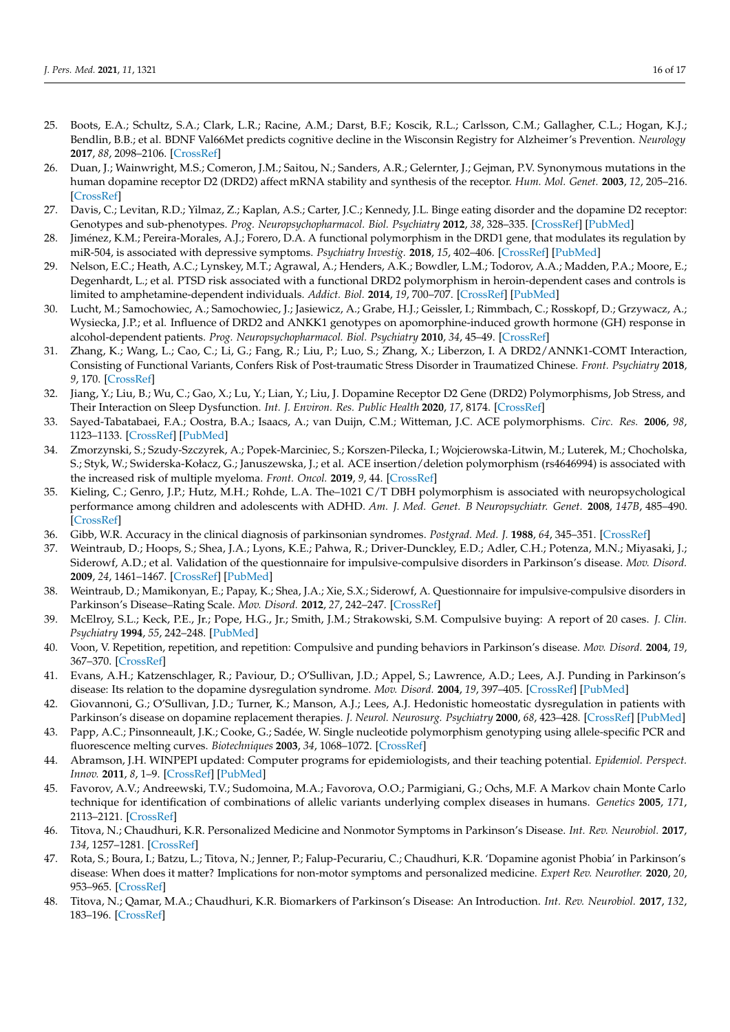25. Boots, E.A.; Schultz, S.A.; Clark, L.R.; Racine, A.M.; Darst, B.F.; Koscik, R.L.; Carlsson, C.M.; Gallagher, C.L.; Hogan, K.J.; Bendlin, B.B.; et al. BDNF Val66Met predicts cognitive decline in the Wisconsin Registry for Alzheimer's Prevention. *Neurology* **2017**, *88*, 2098–2106. [CrossRef]
26. Duan, J.; Wainwright, M.S.; Comeron, J.M.; Saitou, N.; Sanders, A.R.; Gelernter, J.; Gejman, P.V. Synonymous mutations in the human dopamine receptor D2 (DRD2) affect mRNA stability and synthesis of the receptor. *Hum. Mol. Genet.* **2003**, *12*, 205–216. [CrossRef]
27. Davis, C.; Levitan, R.D.; Yilmaz, Z.; Kaplan, A.S.; Carter, J.C.; Kennedy, J.L. Binge eating disorder and the dopamine D2 receptor: Genotypes and sub-phenotypes. *Prog. Neuropsychopharmacol. Biol. Psychiatry* **2012**, *38*, 328–335. [CrossRef] [PubMed]
28. Jiménez, K.M.; Pereira-Morales, A.J.; Forero, D.A. A functional polymorphism in the DRD1 gene, that modulates its regulation by miR-504, is associated with depressive symptoms. *Psychiatry Investig.* **2018**, *15*, 402–406. [CrossRef] [PubMed]
29. Nelson, E.C.; Heath, A.C.; Lynskey, M.T.; Agrawal, A.; Henders, A.K.; Bowdler, L.M.; Todorov, A.A.; Madden, P.A.; Moore, E.; Degenhardt, L.; et al. PTSD risk associated with a functional DRD2 polymorphism in heroin-dependent cases and controls is limited to amphetamine-dependent individuals. *Addict. Biol.* **2014**, *19*, 700–707. [CrossRef] [PubMed]
30. Lucht, M.; Samochowiec, A.; Samochowiec, J.; Jasiewicz, A.; Grabe, H.J.; Geissler, I.; Rimmbach, C.; Rosskopf, D.; Grzywacz, A.; Wysiecka, J.P.; et al. Influence of DRD2 and ANKK1 genotypes on apomorphine-induced growth hormone (GH) response in alcohol-dependent patients. *Prog. Neuropsychopharmacol. Biol. Psychiatry* **2010**, *34*, 45–49. [CrossRef]
31. Zhang, K.; Wang, L.; Cao, C.; Li, G.; Fang, R.; Liu, P.; Luo, S.; Zhang, X.; Liberzon, I. A DRD2/ANNK1-COMT Interaction, Consisting of Functional Variants, Confers Risk of Post-traumatic Stress Disorder in Traumatized Chinese. *Front. Psychiatry* **2018**, *9*, 170. [CrossRef]
32. Jiang, Y.; Liu, B.; Wu, C.; Gao, X.; Lu, Y.; Lian, Y.; Liu, J. Dopamine Receptor D2 Gene (DRD2) Polymorphisms, Job Stress, and Their Interaction on Sleep Dysfunction. *Int. J. Environ. Res. Public Health* **2020**, *17*, 8174. [CrossRef]
33. Sayed-Tabatabaei, F.A.; Oostra, B.A.; Isaacs, A.; van Duijn, C.M.; Witteman, J.C. ACE polymorphisms. *Circ. Res.* **2006**, *98*, 1123–1133. [CrossRef] [PubMed]
34. Zmorzynski, S.; Szudy-Szczyrek, A.; Popek-Marciniec, S.; Korszen-Pilecka, I.; Wojcierowska-Litwin, M.; Luterek, M.; Chocholska, S.; Styk, W.; Swiderska-Kołacz, G.; Januszewska, J.; et al. ACE insertion/deletion polymorphism (rs4646994) is associated with the increased risk of multiple myeloma. *Front. Oncol.* **2019**, *9*, 44. [CrossRef]
35. Kieling, C.; Genro, J.P.; Hutz, M.H.; Rohde, L.A. The–1021 C/T DBH polymorphism is associated with neuropsychological performance among children and adolescents with ADHD. *Am. J. Med. Genet. B Neuropsychiatr. Genet.* **2008**, *147B*, 485–490. [CrossRef]
36. Gibb, W.R. Accuracy in the clinical diagnosis of parkinsonian syndromes. *Postgrad. Med. J.* **1988**, *64*, 345–351. [CrossRef]
37. Weintraub, D.; Hoops, S.; Shea, J.A.; Lyons, K.E.; Pahwa, R.; Driver-Dunckley, E.D.; Adler, C.H.; Potenza, M.N.; Miyasaki, J.; Siderowf, A.D.; et al. Validation of the questionnaire for impulsive-compulsive disorders in Parkinson's disease. *Mov. Disord.* **2009**, *24*, 1461–1467. [CrossRef] [PubMed]
38. Weintraub, D.; Mamikonyan, E.; Papay, K.; Shea, J.A.; Xie, S.X.; Siderowf, A. Questionnaire for impulsive-compulsive disorders in Parkinson's Disease–Rating Scale. *Mov. Disord.* **2012**, *27*, 242–247. [CrossRef]
39. McElroy, S.L.; Keck, P.E., Jr.; Pope, H.G., Jr.; Smith, J.M.; Strakowski, S.M. Compulsive buying: A report of 20 cases. *J. Clin. Psychiatry* **1994**, *55*, 242–248. [PubMed]
40. Voon, V. Repetition, repetition, and repetition: Compulsive and punding behaviors in Parkinson's disease. *Mov. Disord.* **2004**, *19*, 367–370. [CrossRef]
41. Evans, A.H.; Katzenschlager, R.; Paviour, D.; O'Sullivan, J.D.; Appel, S.; Lawrence, A.D.; Lees, A.J. Punding in Parkinson's disease: Its relation to the dopamine dysregulation syndrome. *Mov. Disord.* **2004**, *19*, 397–405. [CrossRef] [PubMed]
42. Giovannoni, G.; O'Sullivan, J.D.; Turner, K.; Manson, A.J.; Lees, A.J. Hedonistic homeostatic dysregulation in patients with Parkinson's disease on dopamine replacement therapies. *J. Neurol. Neurosurg. Psychiatry* **2000**, *68*, 423–428. [CrossRef] [PubMed]
43. Papp, A.C.; Pinsonneault, J.K.; Cooke, G.; Sadée, W. Single nucleotide polymorphism genotyping using allele-specific PCR and fluorescence melting curves. *Biotechniques* **2003**, *34*, 1068–1072. [CrossRef]
44. Abramson, J.H. WINPEPI updated: Computer programs for epidemiologists, and their teaching potential. *Epidemiol. Perspect. Innov.* **2011**, *8*, 1–9. [CrossRef] [PubMed]
45. Favorov, A.V.; Andreewski, T.V.; Sudomoina, M.A.; Favorova, O.O.; Parmigiani, G.; Ochs, M.F. A Markov chain Monte Carlo technique for identification of combinations of allelic variants underlying complex diseases in humans. *Genetics* **2005**, *171*, 2113–2121. [CrossRef]
46. Titova, N.; Chaudhuri, K.R. Personalized Medicine and Nonmotor Symptoms in Parkinson's Disease. *Int. Rev. Neurobiol.* **2017**, *134*, 1257–1281. [CrossRef]
47. Rota, S.; Boura, I.; Batzu, L.; Titova, N.; Jenner, P.; Falup-Pecurariu, C.; Chaudhuri, K.R. 'Dopamine agonist Phobia' in Parkinson's disease: When does it matter? Implications for non-motor symptoms and personalized medicine. *Expert Rev. Neurother.* **2020**, *20*, 953–965. [CrossRef]
48. Titova, N.; Qamar, M.A.; Chaudhuri, K.R. Biomarkers of Parkinson's Disease: An Introduction. *Int. Rev. Neurobiol.* **2017**, *132*, 183–196. [CrossRef]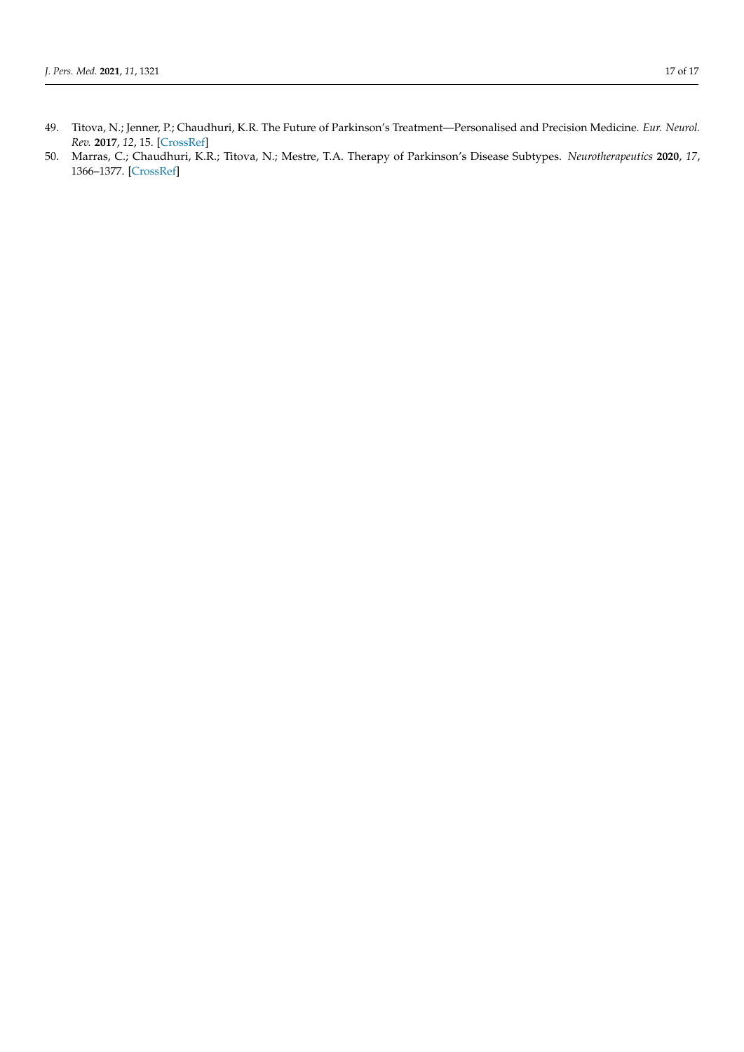49. Titova, N.; Jenner, P.; Chaudhuri, K.R. The Future of Parkinson's Treatment—Personalised and Precision Medicine. *Eur. Neurol. Rev.* **2017**, *12*, 15. [CrossRef]
50. Marras, C.; Chaudhuri, K.R.; Titova, N.; Mestre, T.A. Therapy of Parkinson's Disease Subtypes. *Neurotherapeutics* **2020**, *17*, 1366–1377. [CrossRef]